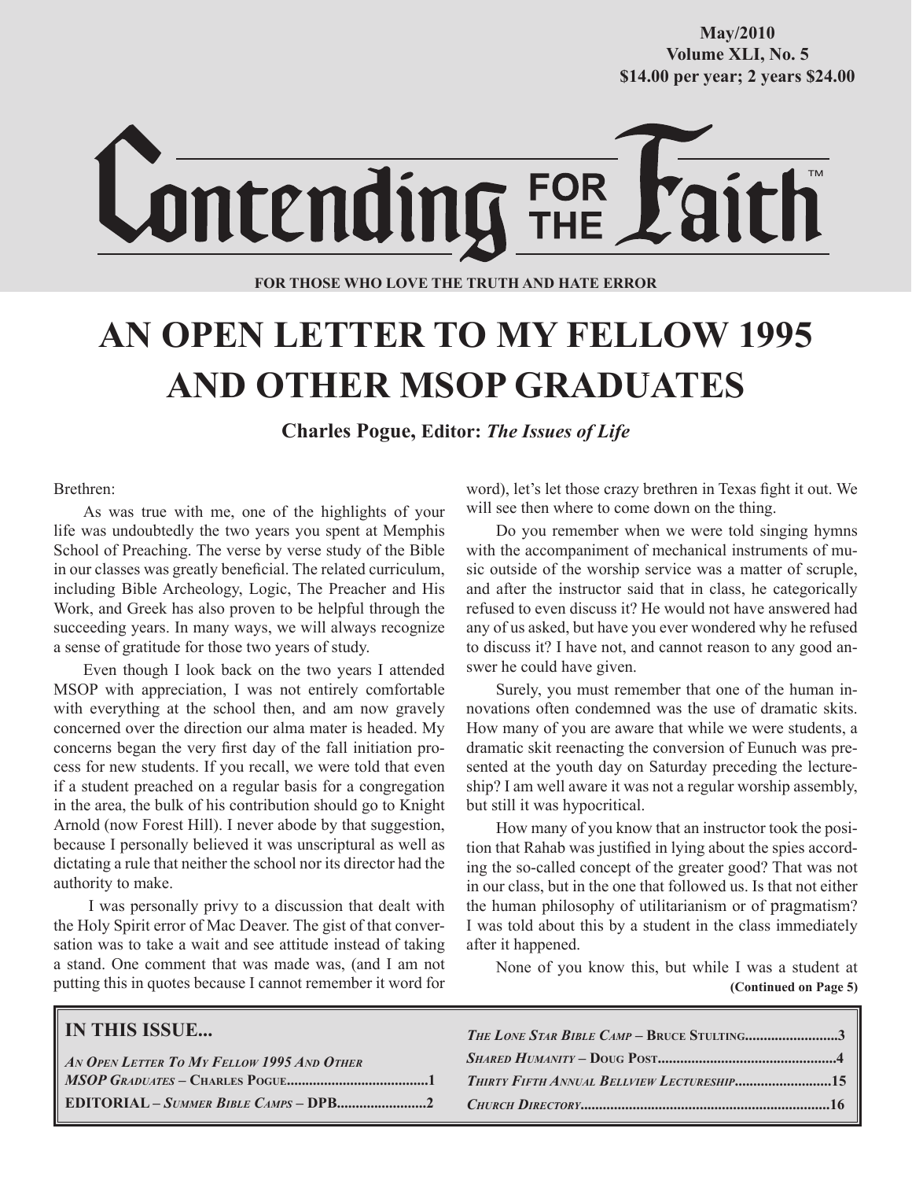May/2010
Volume XLI, No. 5
$14.00 per year; 2 years $24.00

# Contending for the Faith™

**FOR THOSE WHO LOVE THE TRUTH AND HATE ERROR**

# AN OPEN LETTER TO MY FELLOW 1995 AND OTHER MSOP GRADUATES

**Charles Pogue, Editor:** ***The Issues of Life***

Brethren:

As was true with me, one of the highlights of your life was undoubtedly the two years you spent at Memphis School of Preaching. The verse by verse study of the Bible in our classes was greatly beneficial. The related curriculum, including Bible Archeology, Logic, The Preacher and His Work, and Greek has also proven to be helpful through the succeeding years. In many ways, we will always recognize a sense of gratitude for those two years of study.

Even though I look back on the two years I attended MSOP with appreciation, I was not entirely comfortable with everything at the school then, and am now gravely concerned over the direction our alma mater is headed. My concerns began the very first day of the fall initiation process for new students. If you recall, we were told that even if a student preached on a regular basis for a congregation in the area, the bulk of his contribution should go to Knight Arnold (now Forest Hill). I never abode by that suggestion, because I personally believed it was unscriptural as well as dictating a rule that neither the school nor its director had the authority to make.

I was personally privy to a discussion that dealt with the Holy Spirit error of Mac Deaver. The gist of that conversation was to take a wait and see attitude instead of taking a stand. One comment that was made was, (and I am not putting this in quotes because I cannot remember it word for word), let's let those crazy brethren in Texas fight it out. We will see then where to come down on the thing.

Do you remember when we were told singing hymns with the accompaniment of mechanical instruments of music outside of the worship service was a matter of scruple, and after the instructor said that in class, he categorically refused to even discuss it? He would not have answered had any of us asked, but have you ever wondered why he refused to discuss it? I have not, and cannot reason to any good answer he could have given.

Surely, you must remember that one of the human innovations often condemned was the use of dramatic skits. How many of you are aware that while we were students, a dramatic skit reenacting the conversion of Eunuch was presented at the youth day on Saturday preceding the lectureship? I am well aware it was not a regular worship assembly, but still it was hypocritical.

How many of you know that an instructor took the position that Rahab was justified in lying about the spies according the so-called concept of the greater good? That was not in our class, but in the one that followed us. Is that not either the human philosophy of utilitarianism or of pragmatism? I was told about this by a student in the class immediately after it happened.

None of you know this, but while I was a student at

**(Continued on Page 5)**

## IN THIS ISSUE...

*An Open Letter To My Fellow 1995 And Other MSOP Graduates* – Charles Pogue......1
**EDITORIAL** – *Summer Bible Camps* – DPB......2
*The Lone Star Bible Camp* – Bruce Stulting......3
*Shared Humanity* – Doug Post......4
*Thirty Fifth Annual Bellview Lectureship*......15
*Church Directory*......16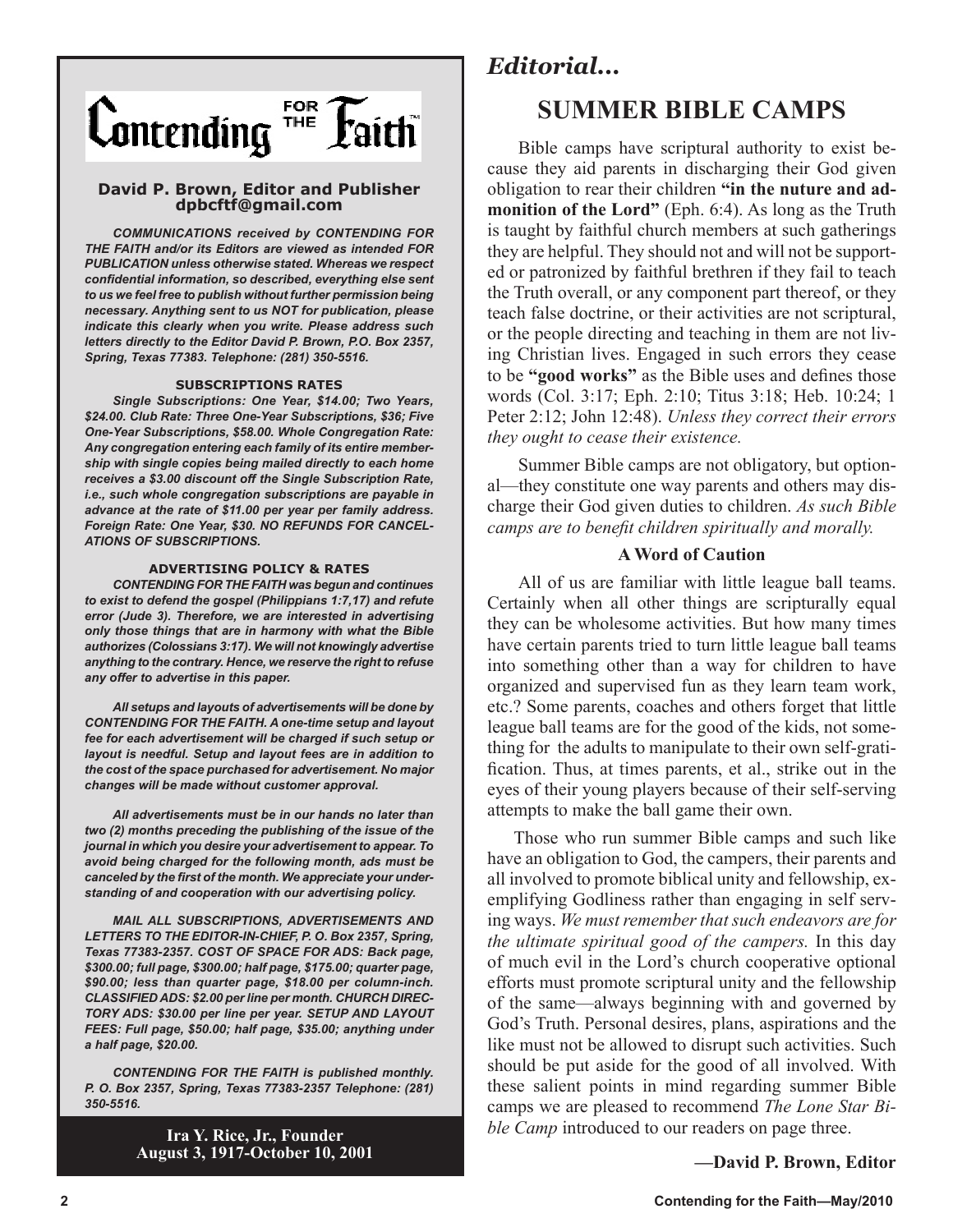# Contending FOR THE Faith

**David P. Brown, Editor and Publisher**
**dpbcftf@gmail.com**

***COMMUNICATIONS received by CONTENDING FOR THE FAITH and/or its Editors are viewed as intended FOR PUBLICATION unless otherwise stated. Whereas we respect confidential information, so described, everything else sent to us we feel free to publish without further permission being necessary. Anything sent to us NOT for publication, please indicate this clearly when you write. Please address such letters directly to the Editor David P. Brown, P.O. Box 2357, Spring, Texas 77383. Telephone: (281) 350-5516.***

**SUBSCRIPTIONS RATES**

***Single Subscriptions: One Year, $14.00; Two Years, $24.00. Club Rate: Three One-Year Subscriptions, $36; Five One-Year Subscriptions, $58.00. Whole Congregation Rate: Any congregation entering each family of its entire membership with single copies being mailed directly to each home receives a $3.00 discount off the Single Subscription Rate, i.e., such whole congregation subscriptions are payable in advance at the rate of $11.00 per year per family address. Foreign Rate: One Year, $30. NO REFUNDS FOR CANCELATIONS OF SUBSCRIPTIONS.***

**ADVERTISING POLICY & RATES**

***CONTENDING FOR THE FAITH was begun and continues to exist to defend the gospel (Philippians 1:7,17) and refute error (Jude 3). Therefore, we are interested in advertising only those things that are in harmony with what the Bible authorizes (Colossians 3:17). We will not knowingly advertise anything to the contrary. Hence, we reserve the right to refuse any offer to advertise in this paper.***

***All setups and layouts of advertisements will be done by CONTENDING FOR THE FAITH. A one-time setup and layout fee for each advertisement will be charged if such setup or layout is needful. Setup and layout fees are in addition to the cost of the space purchased for advertisement. No major changes will be made without customer approval.***

***All advertisements must be in our hands no later than two (2) months preceding the publishing of the issue of the journal in which you desire your advertisement to appear. To avoid being charged for the following month, ads must be canceled by the first of the month. We appreciate your understanding of and cooperation with our advertising policy.***

***MAIL ALL SUBSCRIPTIONS, ADVERTISEMENTS AND LETTERS TO THE EDITOR-IN-CHIEF, P. O. Box 2357, Spring, Texas 77383-2357. COST OF SPACE FOR ADS: Back page, $300.00; full page, $300.00; half page, $175.00; quarter page, $90.00; less than quarter page, $18.00 per column-inch. CLASSIFIED ADS: $2.00 per line per month. CHURCH DIRECTORY ADS: $30.00 per line per year. SETUP AND LAYOUT FEES: Full page, $50.00; half page, $35.00; anything under a half page, $20.00.***

***CONTENDING FOR THE FAITH is published monthly. P. O. Box 2357, Spring, Texas 77383-2357 Telephone: (281) 350-5516.***

**Ira Y. Rice, Jr., Founder**
**August 3, 1917-October 10, 2001**

## *Editorial...*

# SUMMER BIBLE CAMPS

Bible camps have scriptural authority to exist because they aid parents in discharging their God given obligation to rear their children **"in the nuture and admonition of the Lord"** (Eph. 6:4). As long as the Truth is taught by faithful church members at such gatherings they are helpful. They should not and will not be supported or patronized by faithful brethren if they fail to teach the Truth overall, or any component part thereof, or they teach false doctrine, or their activities are not scriptural, or the people directing and teaching in them are not living Christian lives. Engaged in such errors they cease to be **"good works"** as the Bible uses and defines those words (Col. 3:17; Eph. 2:10; Titus 3:18; Heb. 10:24; 1 Peter 2:12; John 12:48). *Unless they correct their errors they ought to cease their existence.*

Summer Bible camps are not obligatory, but optional—they constitute one way parents and others may discharge their God given duties to children. *As such Bible camps are to benefit children spiritually and morally.*

### A Word of Caution

All of us are familiar with little league ball teams. Certainly when all other things are scripturally equal they can be wholesome activities. But how many times have certain parents tried to turn little league ball teams into something other than a way for children to have organized and supervised fun as they learn team work, etc.? Some parents, coaches and others forget that little league ball teams are for the good of the kids, not something for the adults to manipulate to their own self-gratification. Thus, at times parents, et al., strike out in the eyes of their young players because of their self-serving attempts to make the ball game their own.

Those who run summer Bible camps and such like have an obligation to God, the campers, their parents and all involved to promote biblical unity and fellowship, exemplifying Godliness rather than engaging in self serving ways. *We must remember that such endeavors are for the ultimate spiritual good of the campers.* In this day of much evil in the Lord's church cooperative optional efforts must promote scriptural unity and the fellowship of the same—always beginning with and governed by God's Truth. Personal desires, plans, aspirations and the like must not be allowed to disrupt such activities. Such should be put aside for the good of all involved. With these salient points in mind regarding summer Bible camps we are pleased to recommend *The Lone Star Bible Camp* introduced to our readers on page three.

**—David P. Brown, Editor**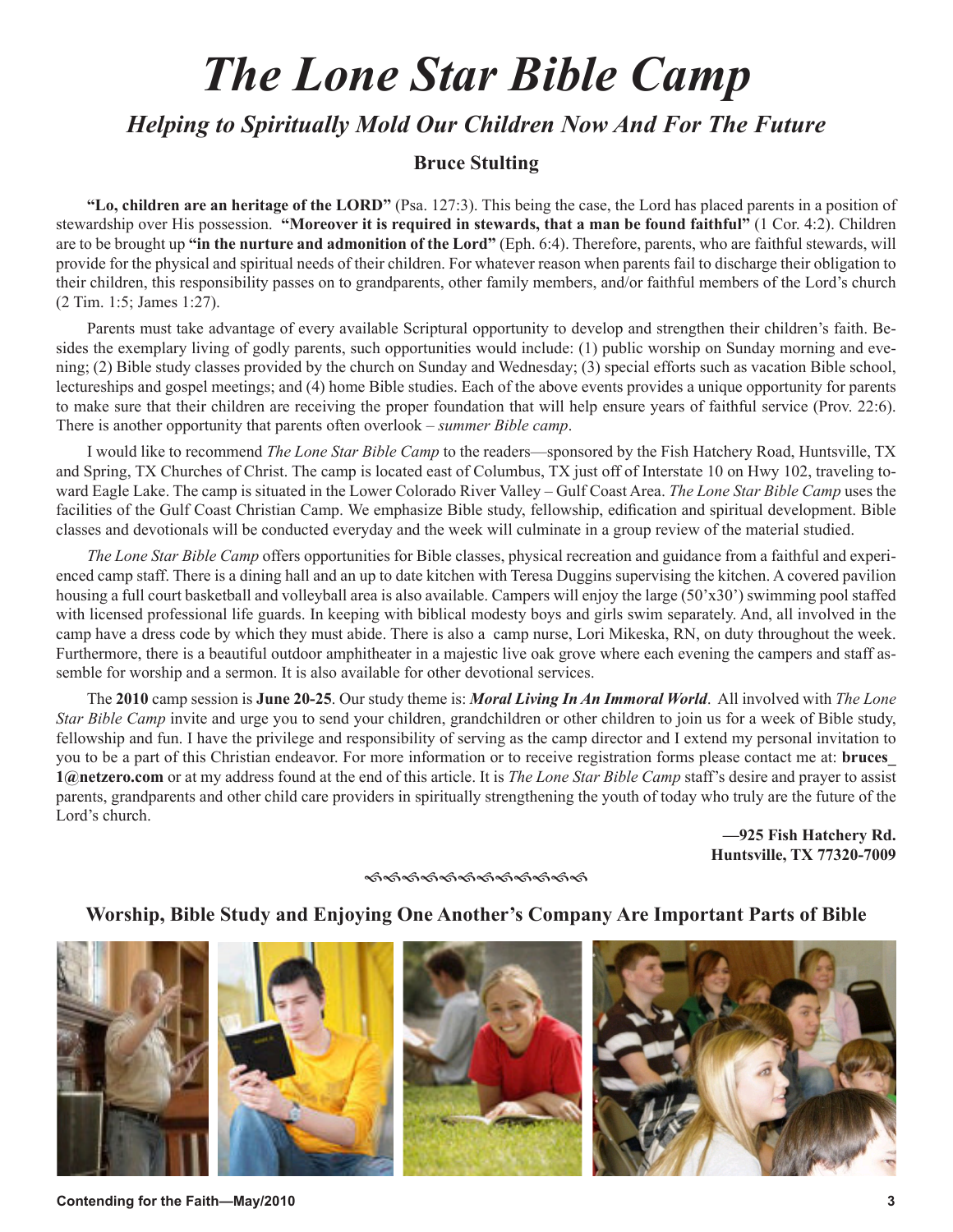# *The Lone Star Bible Camp*

## *Helping to Spiritually Mold Our Children Now And For The Future*

### Bruce Stulting

**"Lo, children are an heritage of the LORD"** (Psa. 127:3). This being the case, the Lord has placed parents in a position of stewardship over His possession. **"Moreover it is required in stewards, that a man be found faithful"** (1 Cor. 4:2). Children are to be brought up **"in the nurture and admonition of the Lord"** (Eph. 6:4). Therefore, parents, who are faithful stewards, will provide for the physical and spiritual needs of their children. For whatever reason when parents fail to discharge their obligation to their children, this responsibility passes on to grandparents, other family members, and/or faithful members of the Lord's church (2 Tim. 1:5; James 1:27).

Parents must take advantage of every available Scriptural opportunity to develop and strengthen their children's faith. Besides the exemplary living of godly parents, such opportunities would include: (1) public worship on Sunday morning and evening; (2) Bible study classes provided by the church on Sunday and Wednesday; (3) special efforts such as vacation Bible school, lectureships and gospel meetings; and (4) home Bible studies. Each of the above events provides a unique opportunity for parents to make sure that their children are receiving the proper foundation that will help ensure years of faithful service (Prov. 22:6). There is another opportunity that parents often overlook – *summer Bible camp*.

I would like to recommend *The Lone Star Bible Camp* to the readers—sponsored by the Fish Hatchery Road, Huntsville, TX and Spring, TX Churches of Christ. The camp is located east of Columbus, TX just off of Interstate 10 on Hwy 102, traveling toward Eagle Lake. The camp is situated in the Lower Colorado River Valley – Gulf Coast Area. *The Lone Star Bible Camp* uses the facilities of the Gulf Coast Christian Camp. We emphasize Bible study, fellowship, edification and spiritual development. Bible classes and devotionals will be conducted everyday and the week will culminate in a group review of the material studied.

*The Lone Star Bible Camp* offers opportunities for Bible classes, physical recreation and guidance from a faithful and experienced camp staff. There is a dining hall and an up to date kitchen with Teresa Duggins supervising the kitchen. A covered pavilion housing a full court basketball and volleyball area is also available. Campers will enjoy the large (50'x30') swimming pool staffed with licensed professional life guards. In keeping with biblical modesty boys and girls swim separately. And, all involved in the camp have a dress code by which they must abide. There is also a camp nurse, Lori Mikeska, RN, on duty throughout the week. Furthermore, there is a beautiful outdoor amphitheater in a majestic live oak grove where each evening the campers and staff assemble for worship and a sermon. It is also available for other devotional services.

The **2010** camp session is **June 20-25**. Our study theme is: ***Moral Living In An Immoral World***. All involved with *The Lone Star Bible Camp* invite and urge you to send your children, grandchildren or other children to join us for a week of Bible study, fellowship and fun. I have the privilege and responsibility of serving as the camp director and I extend my personal invitation to you to be a part of this Christian endeavor. For more information or to receive registration forms please contact me at: **bruces_1@netzero.com** or at my address found at the end of this article. It is *The Lone Star Bible Camp* staff's desire and prayer to assist parents, grandparents and other child care providers in spiritually strengthening the youth of today who truly are the future of the Lord's church.

**—925 Fish Hatchery Rd.**
**Huntsville, TX 77320-7009**

### Worship, Bible Study and Enjoying One Another's Company Are Important Parts of Bible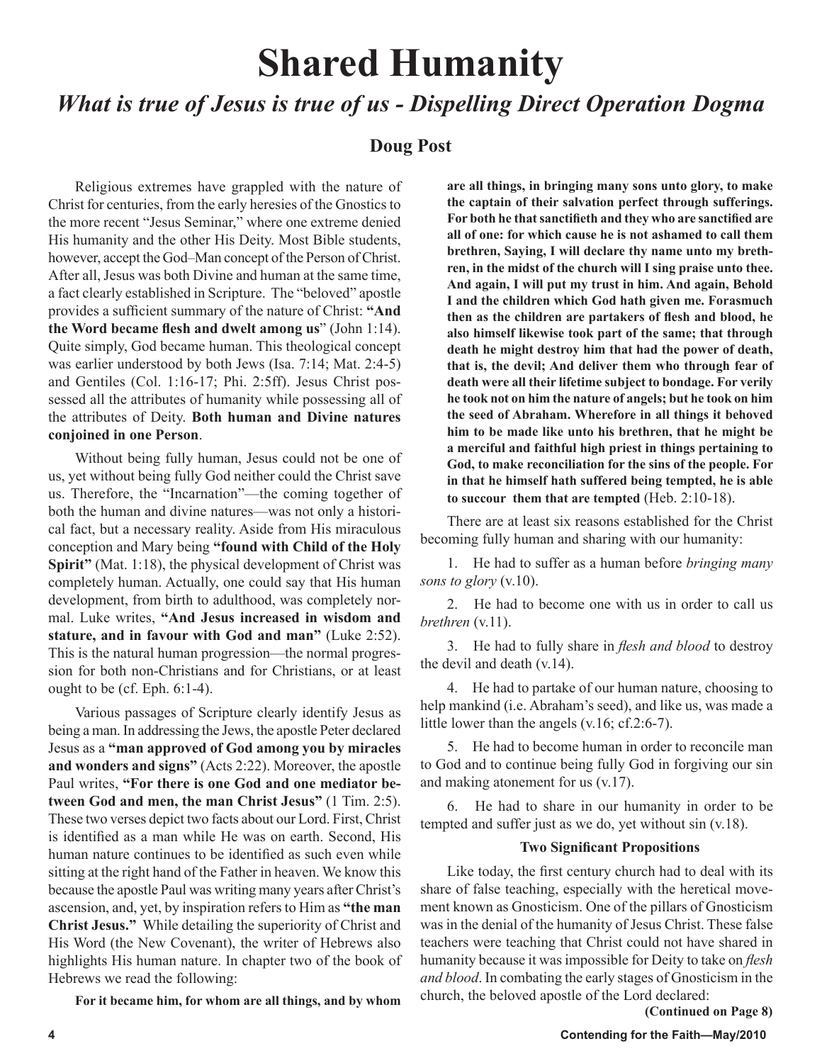# Shared Humanity

## *What is true of Jesus is true of us - Dispelling Direct Operation Dogma*

### Doug Post

Religious extremes have grappled with the nature of Christ for centuries, from the early heresies of the Gnostics to the more recent "Jesus Seminar," where one extreme denied His humanity and the other His Deity. Most Bible students, however, accept the God–Man concept of the Person of Christ. After all, Jesus was both Divine and human at the same time, a fact clearly established in Scripture. The "beloved" apostle provides a sufficient summary of the nature of Christ: **"And the Word became flesh and dwelt among us"** (John 1:14). Quite simply, God became human. This theological concept was earlier understood by both Jews (Isa. 7:14; Mat. 2:4-5) and Gentiles (Col. 1:16-17; Phi. 2:5ff). Jesus Christ possessed all the attributes of humanity while possessing all of the attributes of Deity. **Both human and Divine natures conjoined in one Person**.

Without being fully human, Jesus could not be one of us, yet without being fully God neither could the Christ save us. Therefore, the "Incarnation"—the coming together of both the human and divine natures—was not only a historical fact, but a necessary reality. Aside from His miraculous conception and Mary being **"found with Child of the Holy Spirit"** (Mat. 1:18), the physical development of Christ was completely human. Actually, one could say that His human development, from birth to adulthood, was completely normal. Luke writes, **"And Jesus increased in wisdom and stature, and in favour with God and man"** (Luke 2:52). This is the natural human progression—the normal progression for both non-Christians and for Christians, or at least ought to be (cf. Eph. 6:1-4).

Various passages of Scripture clearly identify Jesus as being a man. In addressing the Jews, the apostle Peter declared Jesus as a **"man approved of God among you by miracles and wonders and signs"** (Acts 2:22). Moreover, the apostle Paul writes, **"For there is one God and one mediator between God and men, the man Christ Jesus"** (1 Tim. 2:5). These two verses depict two facts about our Lord. First, Christ is identified as a man while He was on earth. Second, His human nature continues to be identified as such even while sitting at the right hand of the Father in heaven. We know this because the apostle Paul was writing many years after Christ's ascension, and, yet, by inspiration refers to Him as **"the man Christ Jesus."** While detailing the superiority of Christ and His Word (the New Covenant), the writer of Hebrews also highlights His human nature. In chapter two of the book of Hebrews we read the following:

**For it became him, for whom are all things, and by whom are all things, in bringing many sons unto glory, to make the captain of their salvation perfect through sufferings. For both he that sanctifieth and they who are sanctified are all of one: for which cause he is not ashamed to call them brethren, Saying, I will declare thy name unto my brethren, in the midst of the church will I sing praise unto thee. And again, I will put my trust in him. And again, Behold I and the children which God hath given me. Forasmuch then as the children are partakers of flesh and blood, he also himself likewise took part of the same; that through death he might destroy him that had the power of death, that is, the devil; And deliver them who through fear of death were all their lifetime subject to bondage. For verily he took not on him the nature of angels; but he took on him the seed of Abraham. Wherefore in all things it behoved him to be made like unto his brethren, that he might be a merciful and faithful high priest in things pertaining to God, to make reconciliation for the sins of the people. For in that he himself hath suffered being tempted, he is able to succour them that are tempted** (Heb. 2:10-18).

There are at least six reasons established for the Christ becoming fully human and sharing with our humanity:

1. He had to suffer as a human before *bringing many sons to glory* (v.10).

2. He had to become one with us in order to call us *brethren* (v.11).

3. He had to fully share in *flesh and blood* to destroy the devil and death (v.14).

4. He had to partake of our human nature, choosing to help mankind (i.e. Abraham's seed), and like us, was made a little lower than the angels (v.16; cf.2:6-7).

5. He had to become human in order to reconcile man to God and to continue being fully God in forgiving our sin and making atonement for us (v.17).

6. He had to share in our humanity in order to be tempted and suffer just as we do, yet without sin (v.18).

#### Two Significant Propositions

Like today, the first century church had to deal with its share of false teaching, especially with the heretical movement known as Gnosticism. One of the pillars of Gnosticism was in the denial of the humanity of Jesus Christ. These false teachers were teaching that Christ could not have shared in humanity because it was impossible for Deity to take on *flesh and blood*. In combating the early stages of Gnosticism in the church, the beloved apostle of the Lord declared:

**(Continued on Page 8)**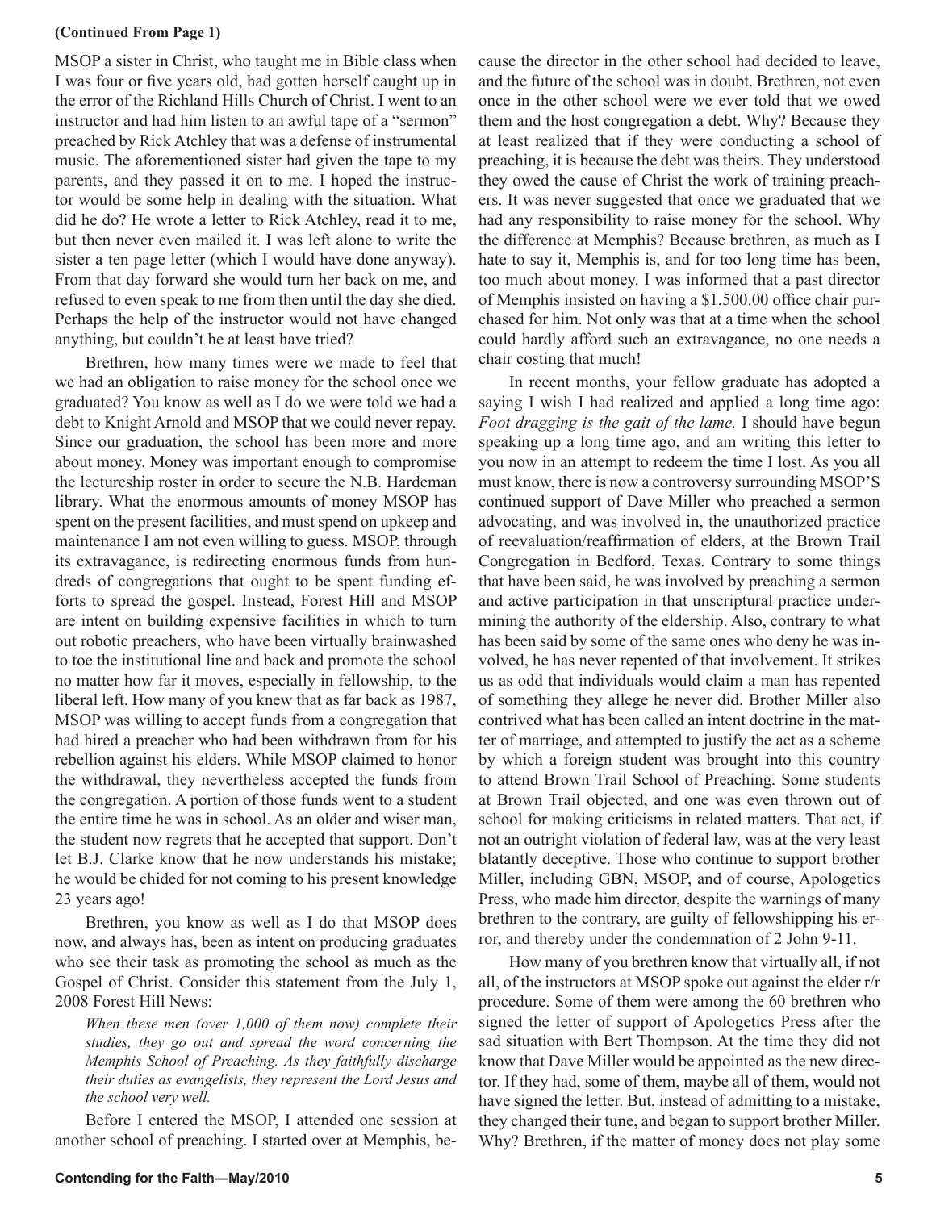**(Continued From Page 1)**

MSOP a sister in Christ, who taught me in Bible class when I was four or five years old, had gotten herself caught up in the error of the Richland Hills Church of Christ. I went to an instructor and had him listen to an awful tape of a "sermon" preached by Rick Atchley that was a defense of instrumental music. The aforementioned sister had given the tape to my parents, and they passed it on to me. I hoped the instructor would be some help in dealing with the situation. What did he do? He wrote a letter to Rick Atchley, read it to me, but then never even mailed it. I was left alone to write the sister a ten page letter (which I would have done anyway). From that day forward she would turn her back on me, and refused to even speak to me from then until the day she died. Perhaps the help of the instructor would not have changed anything, but couldn't he at least have tried?

Brethren, how many times were we made to feel that we had an obligation to raise money for the school once we graduated? You know as well as I do we were told we had a debt to Knight Arnold and MSOP that we could never repay. Since our graduation, the school has been more and more about money. Money was important enough to compromise the lectureship roster in order to secure the N.B. Hardeman library. What the enormous amounts of money MSOP has spent on the present facilities, and must spend on upkeep and maintenance I am not even willing to guess. MSOP, through its extravagance, is redirecting enormous funds from hundreds of congregations that ought to be spent funding efforts to spread the gospel. Instead, Forest Hill and MSOP are intent on building expensive facilities in which to turn out robotic preachers, who have been virtually brainwashed to toe the institutional line and back and promote the school no matter how far it moves, especially in fellowship, to the liberal left. How many of you knew that as far back as 1987, MSOP was willing to accept funds from a congregation that had hired a preacher who had been withdrawn from for his rebellion against his elders. While MSOP claimed to honor the withdrawal, they nevertheless accepted the funds from the congregation. A portion of those funds went to a student the entire time he was in school. As an older and wiser man, the student now regrets that he accepted that support. Don't let B.J. Clarke know that he now understands his mistake; he would be chided for not coming to his present knowledge 23 years ago!

Brethren, you know as well as I do that MSOP does now, and always has, been as intent on producing graduates who see their task as promoting the school as much as the Gospel of Christ. Consider this statement from the July 1, 2008 Forest Hill News:

> *When these men (over 1,000 of them now) complete their studies, they go out and spread the word concerning the Memphis School of Preaching. As they faithfully discharge their duties as evangelists, they represent the Lord Jesus and the school very well.*

Before I entered the MSOP, I attended one session at another school of preaching. I started over at Memphis, because the director in the other school had decided to leave, and the future of the school was in doubt. Brethren, not even once in the other school were we ever told that we owed them and the host congregation a debt. Why? Because they at least realized that if they were conducting a school of preaching, it is because the debt was theirs. They understood they owed the cause of Christ the work of training preachers. It was never suggested that once we graduated that we had any responsibility to raise money for the school. Why the difference at Memphis? Because brethren, as much as I hate to say it, Memphis is, and for too long time has been, too much about money. I was informed that a past director of Memphis insisted on having a $1,500.00 office chair purchased for him. Not only was that at a time when the school could hardly afford such an extravagance, no one needs a chair costing that much!

In recent months, your fellow graduate has adopted a saying I wish I had realized and applied a long time ago: *Foot dragging is the gait of the lame.* I should have begun speaking up a long time ago, and am writing this letter to you now in an attempt to redeem the time I lost. As you all must know, there is now a controversy surrounding MSOP'S continued support of Dave Miller who preached a sermon advocating, and was involved in, the unauthorized practice of reevaluation/reaffirmation of elders, at the Brown Trail Congregation in Bedford, Texas. Contrary to some things that have been said, he was involved by preaching a sermon and active participation in that unscriptural practice undermining the authority of the eldership. Also, contrary to what has been said by some of the same ones who deny he was involved, he has never repented of that involvement. It strikes us as odd that individuals would claim a man has repented of something they allege he never did. Brother Miller also contrived what has been called an intent doctrine in the matter of marriage, and attempted to justify the act as a scheme by which a foreign student was brought into this country to attend Brown Trail School of Preaching. Some students at Brown Trail objected, and one was even thrown out of school for making criticisms in related matters. That act, if not an outright violation of federal law, was at the very least blatantly deceptive. Those who continue to support brother Miller, including GBN, MSOP, and of course, Apologetics Press, who made him director, despite the warnings of many brethren to the contrary, are guilty of fellowshipping his error, and thereby under the condemnation of 2 John 9-11.

How many of you brethren know that virtually all, if not all, of the instructors at MSOP spoke out against the elder r/r procedure. Some of them were among the 60 brethren who signed the letter of support of Apologetics Press after the sad situation with Bert Thompson. At the time they did not know that Dave Miller would be appointed as the new director. If they had, some of them, maybe all of them, would not have signed the letter. But, instead of admitting to a mistake, they changed their tune, and began to support brother Miller. Why? Brethren, if the matter of money does not play some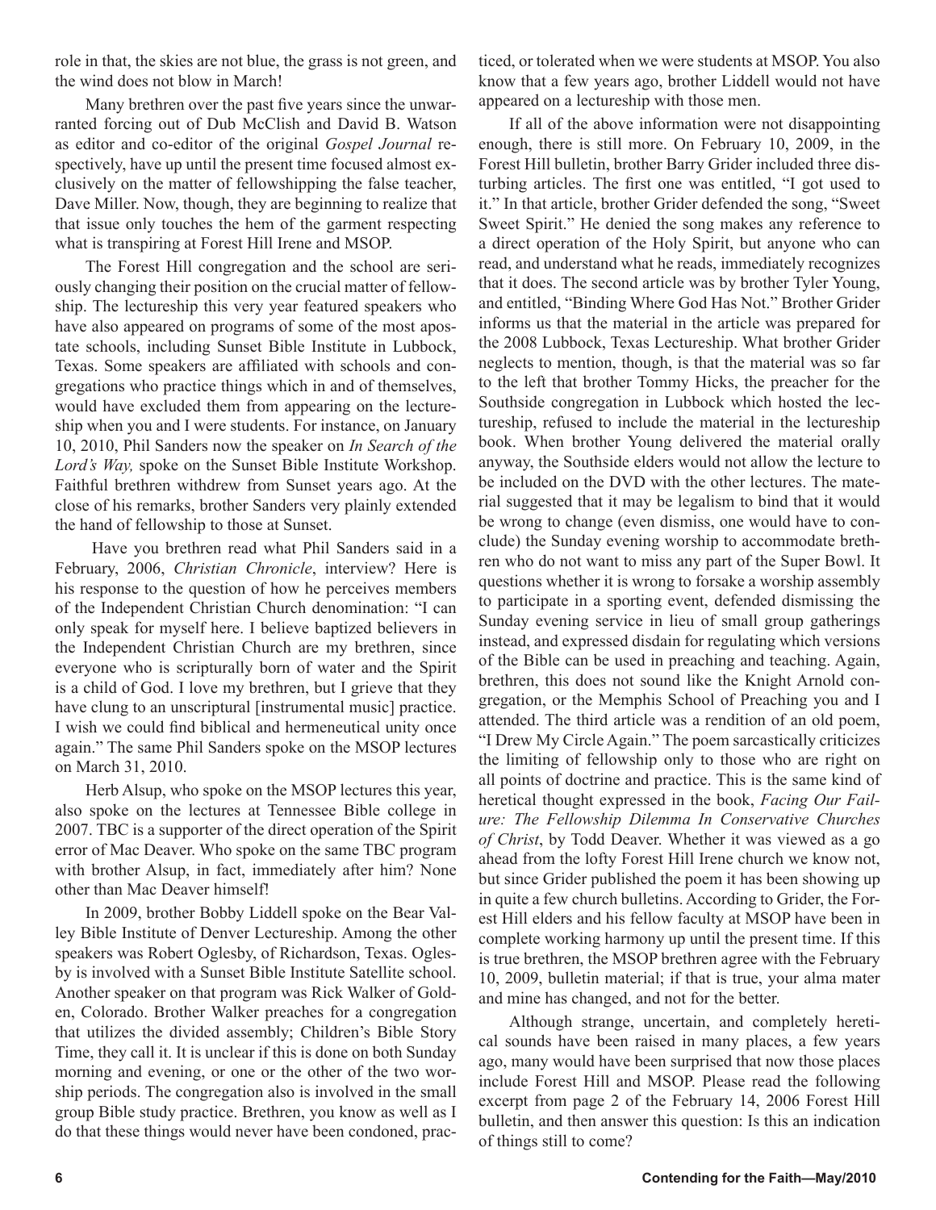role in that, the skies are not blue, the grass is not green, and the wind does not blow in March!

Many brethren over the past five years since the unwarranted forcing out of Dub McClish and David B. Watson as editor and co-editor of the original *Gospel Journal* respectively, have up until the present time focused almost exclusively on the matter of fellowshipping the false teacher, Dave Miller. Now, though, they are beginning to realize that that issue only touches the hem of the garment respecting what is transpiring at Forest Hill Irene and MSOP.

The Forest Hill congregation and the school are seriously changing their position on the crucial matter of fellowship. The lectureship this very year featured speakers who have also appeared on programs of some of the most apostate schools, including Sunset Bible Institute in Lubbock, Texas. Some speakers are affiliated with schools and congregations who practice things which in and of themselves, would have excluded them from appearing on the lectureship when you and I were students. For instance, on January 10, 2010, Phil Sanders now the speaker on *In Search of the Lord's Way,* spoke on the Sunset Bible Institute Workshop. Faithful brethren withdrew from Sunset years ago. At the close of his remarks, brother Sanders very plainly extended the hand of fellowship to those at Sunset.

Have you brethren read what Phil Sanders said in a February, 2006, *Christian Chronicle*, interview? Here is his response to the question of how he perceives members of the Independent Christian Church denomination: "I can only speak for myself here. I believe baptized believers in the Independent Christian Church are my brethren, since everyone who is scripturally born of water and the Spirit is a child of God. I love my brethren, but I grieve that they have clung to an unscriptural [instrumental music] practice. I wish we could find biblical and hermeneutical unity once again." The same Phil Sanders spoke on the MSOP lectures on March 31, 2010.

Herb Alsup, who spoke on the MSOP lectures this year, also spoke on the lectures at Tennessee Bible college in 2007. TBC is a supporter of the direct operation of the Spirit error of Mac Deaver. Who spoke on the same TBC program with brother Alsup, in fact, immediately after him? None other than Mac Deaver himself!

In 2009, brother Bobby Liddell spoke on the Bear Valley Bible Institute of Denver Lectureship. Among the other speakers was Robert Oglesby, of Richardson, Texas. Oglesby is involved with a Sunset Bible Institute Satellite school. Another speaker on that program was Rick Walker of Golden, Colorado. Brother Walker preaches for a congregation that utilizes the divided assembly; Children's Bible Story Time, they call it. It is unclear if this is done on both Sunday morning and evening, or one or the other of the two worship periods. The congregation also is involved in the small group Bible study practice. Brethren, you know as well as I do that these things would never have been condoned, practiced, or tolerated when we were students at MSOP. You also know that a few years ago, brother Liddell would not have appeared on a lectureship with those men.

If all of the above information were not disappointing enough, there is still more. On February 10, 2009, in the Forest Hill bulletin, brother Barry Grider included three disturbing articles. The first one was entitled, "I got used to it." In that article, brother Grider defended the song, "Sweet Sweet Spirit." He denied the song makes any reference to a direct operation of the Holy Spirit, but anyone who can read, and understand what he reads, immediately recognizes that it does. The second article was by brother Tyler Young, and entitled, "Binding Where God Has Not." Brother Grider informs us that the material in the article was prepared for the 2008 Lubbock, Texas Lectureship. What brother Grider neglects to mention, though, is that the material was so far to the left that brother Tommy Hicks, the preacher for the Southside congregation in Lubbock which hosted the lectureship, refused to include the material in the lectureship book. When brother Young delivered the material orally anyway, the Southside elders would not allow the lecture to be included on the DVD with the other lectures. The material suggested that it may be legalism to bind that it would be wrong to change (even dismiss, one would have to conclude) the Sunday evening worship to accommodate brethren who do not want to miss any part of the Super Bowl. It questions whether it is wrong to forsake a worship assembly to participate in a sporting event, defended dismissing the Sunday evening service in lieu of small group gatherings instead, and expressed disdain for regulating which versions of the Bible can be used in preaching and teaching. Again, brethren, this does not sound like the Knight Arnold congregation, or the Memphis School of Preaching you and I attended. The third article was a rendition of an old poem, "I Drew My Circle Again." The poem sarcastically criticizes the limiting of fellowship only to those who are right on all points of doctrine and practice. This is the same kind of heretical thought expressed in the book, *Facing Our Failure: The Fellowship Dilemma In Conservative Churches of Christ*, by Todd Deaver. Whether it was viewed as a go ahead from the lofty Forest Hill Irene church we know not, but since Grider published the poem it has been showing up in quite a few church bulletins. According to Grider, the Forest Hill elders and his fellow faculty at MSOP have been in complete working harmony up until the present time. If this is true brethren, the MSOP brethren agree with the February 10, 2009, bulletin material; if that is true, your alma mater and mine has changed, and not for the better.

Although strange, uncertain, and completely heretical sounds have been raised in many places, a few years ago, many would have been surprised that now those places include Forest Hill and MSOP. Please read the following excerpt from page 2 of the February 14, 2006 Forest Hill bulletin, and then answer this question: Is this an indication of things still to come?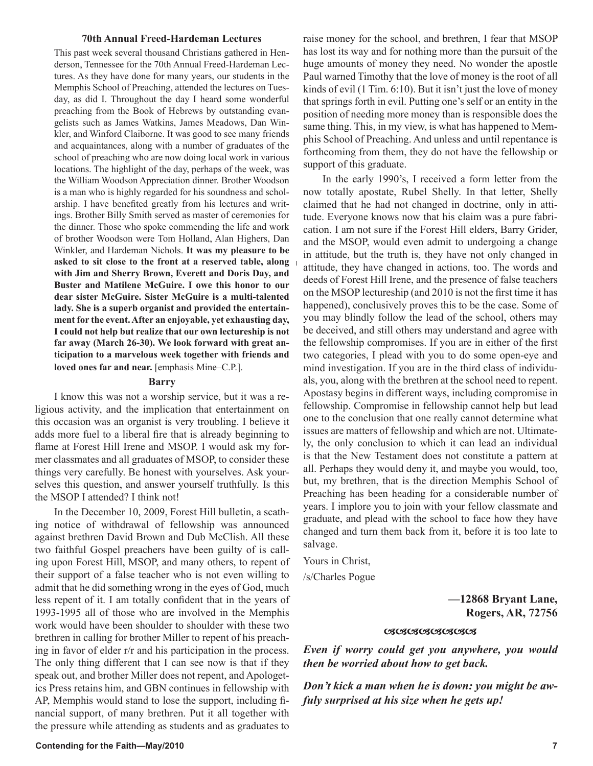**70th Annual Freed-Hardeman Lectures**

This past week several thousand Christians gathered in Henderson, Tennessee for the 70th Annual Freed-Hardeman Lectures. As they have done for many years, our students in the Memphis School of Preaching, attended the lectures on Tuesday, as did I. Throughout the day I heard some wonderful preaching from the Book of Hebrews by outstanding evangelists such as James Watkins, James Meadows, Dan Winkler, and Winford Claiborne. It was good to see many friends and acquaintances, along with a number of graduates of the school of preaching who are now doing local work in various locations. The highlight of the day, perhaps of the week, was the William Woodson Appreciation dinner. Brother Woodson is a man who is highly regarded for his soundness and scholarship. I have benefited greatly from his lectures and writings. Brother Billy Smith served as master of ceremonies for the dinner. Those who spoke commending the life and work of brother Woodson were Tom Holland, Alan Highers, Dan Winkler, and Hardeman Nichols. **It was my pleasure to be asked to sit close to the front at a reserved table, along with Jim and Sherry Brown, Everett and Doris Day, and Buster and Matilene McGuire. I owe this honor to our dear sister McGuire. Sister McGuire is a multi-talented lady. She is a superb organist and provided the entertainment for the event. After an enjoyable, yet exhausting day, I could not help but realize that our own lectureship is not far away (March 26-30). We look forward with great anticipation to a marvelous week together with friends and loved ones far and near.** [emphasis Mine–C.P.].

**Barry**

I know this was not a worship service, but it was a religious activity, and the implication that entertainment on this occasion was an organist is very troubling. I believe it adds more fuel to a liberal fire that is already beginning to flame at Forest Hill Irene and MSOP. I would ask my former classmates and all graduates of MSOP, to consider these things very carefully. Be honest with yourselves. Ask yourselves this question, and answer yourself truthfully. Is this the MSOP I attended? I think not!

In the December 10, 2009, Forest Hill bulletin, a scathing notice of withdrawal of fellowship was announced against brethren David Brown and Dub McClish. All these two faithful Gospel preachers have been guilty of is calling upon Forest Hill, MSOP, and many others, to repent of their support of a false teacher who is not even willing to admit that he did something wrong in the eyes of God, much less repent of it. I am totally confident that in the years of 1993-1995 all of those who are involved in the Memphis work would have been shoulder to shoulder with these two brethren in calling for brother Miller to repent of his preaching in favor of elder r/r and his participation in the process. The only thing different that I can see now is that if they speak out, and brother Miller does not repent, and Apologetics Press retains him, and GBN continues in fellowship with AP, Memphis would stand to lose the support, including financial support, of many brethren. Put it all together with the pressure while attending as students and as graduates to raise money for the school, and brethren, I fear that MSOP has lost its way and for nothing more than the pursuit of the huge amounts of money they need. No wonder the apostle Paul warned Timothy that the love of money is the root of all kinds of evil (1 Tim. 6:10). But it isn't just the love of money that springs forth in evil. Putting one's self or an entity in the position of needing more money than is responsible does the same thing. This, in my view, is what has happened to Memphis School of Preaching. And unless and until repentance is forthcoming from them, they do not have the fellowship or support of this graduate.

In the early 1990's, I received a form letter from the now totally apostate, Rubel Shelly. In that letter, Shelly claimed that he had not changed in doctrine, only in attitude. Everyone knows now that his claim was a pure fabrication. I am not sure if the Forest Hill elders, Barry Grider, and the MSOP, would even admit to undergoing a change in attitude, but the truth is, they have not only changed in attitude, they have changed in actions, too. The words and deeds of Forest Hill Irene, and the presence of false teachers on the MSOP lectureship (and 2010 is not the first time it has happened), conclusively proves this to be the case. Some of you may blindly follow the lead of the school, others may be deceived, and still others may understand and agree with the fellowship compromises. If you are in either of the first two categories, I plead with you to do some open-eye and mind investigation. If you are in the third class of individuals, you, along with the brethren at the school need to repent. Apostasy begins in different ways, including compromise in fellowship. Compromise in fellowship cannot help but lead one to the conclusion that one really cannot determine what issues are matters of fellowship and which are not. Ultimately, the only conclusion to which it can lead an individual is that the New Testament does not constitute a pattern at all. Perhaps they would deny it, and maybe you would, too, but, my brethren, that is the direction Memphis School of Preaching has been heading for a considerable number of years. I implore you to join with your fellow classmate and graduate, and plead with the school to face how they have changed and turn them back from it, before it is too late to salvage.

Yours in Christ,

/s/Charles Pogue

**—12868 Bryant Lane,**
**Rogers, AR, 72756**

---

***Even if worry could get you anywhere, you would then be worried about how to get back.***

***Don't kick a man when he is down: you might be awfuly surprised at his size when he gets up!***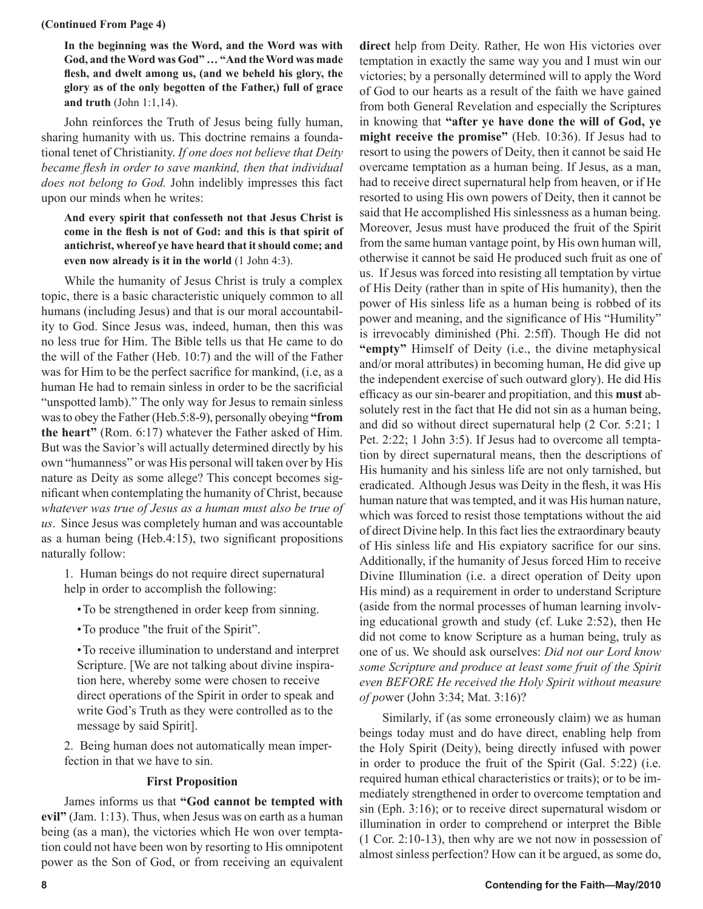(Continued From Page 4)

> **In the beginning was the Word, and the Word was with God, and the Word was God" … "And the Word was made flesh, and dwelt among us, (and we beheld his glory, the glory as of the only begotten of the Father,) full of grace and truth** (John 1:1,14).

John reinforces the Truth of Jesus being fully human, sharing humanity with us. This doctrine remains a foundational tenet of Christianity. *If one does not believe that Deity became flesh in order to save mankind, then that individual does not belong to God.* John indelibly impresses this fact upon our minds when he writes:

> **And every spirit that confesseth not that Jesus Christ is come in the flesh is not of God: and this is that spirit of antichrist, whereof ye have heard that it should come; and even now already is it in the world** (1 John 4:3).

While the humanity of Jesus Christ is truly a complex topic, there is a basic characteristic uniquely common to all humans (including Jesus) and that is our moral accountability to God. Since Jesus was, indeed, human, then this was no less true for Him. The Bible tells us that He came to do the will of the Father (Heb. 10:7) and the will of the Father was for Him to be the perfect sacrifice for mankind, (i.e, as a human He had to remain sinless in order to be the sacrificial "unspotted lamb)." The only way for Jesus to remain sinless was to obey the Father (Heb.5:8-9), personally obeying **"from the heart"** (Rom. 6:17) whatever the Father asked of Him. But was the Savior's will actually determined directly by his own "humanness" or was His personal will taken over by His nature as Deity as some allege? This concept becomes significant when contemplating the humanity of Christ, because *whatever was true of Jesus as a human must also be true of us*. Since Jesus was completely human and was accountable as a human being (Heb.4:15), two significant propositions naturally follow:

1. Human beings do not require direct supernatural help in order to accomplish the following:
   - To be strengthened in order keep from sinning.
   - To produce "the fruit of the Spirit".
   - To receive illumination to understand and interpret Scripture. [We are not talking about divine inspiration here, whereby some were chosen to receive direct operations of the Spirit in order to speak and write God's Truth as they were controlled as to the message by said Spirit].
2. Being human does not automatically mean imperfection in that we have to sin.

### First Proposition

James informs us that **"God cannot be tempted with evil"** (Jam. 1:13). Thus, when Jesus was on earth as a human being (as a man), the victories which He won over temptation could not have been won by resorting to His omnipotent power as the Son of God, or from receiving an equivalent **direct** help from Deity. Rather, He won His victories over temptation in exactly the same way you and I must win our victories; by a personally determined will to apply the Word of God to our hearts as a result of the faith we have gained from both General Revelation and especially the Scriptures in knowing that **"after ye have done the will of God, ye might receive the promise"** (Heb. 10:36). If Jesus had to resort to using the powers of Deity, then it cannot be said He overcame temptation as a human being. If Jesus, as a man, had to receive direct supernatural help from heaven, or if He resorted to using His own powers of Deity, then it cannot be said that He accomplished His sinlessness as a human being. Moreover, Jesus must have produced the fruit of the Spirit from the same human vantage point, by His own human will, otherwise it cannot be said He produced such fruit as one of us. If Jesus was forced into resisting all temptation by virtue of His Deity (rather than in spite of His humanity), then the power of His sinless life as a human being is robbed of its power and meaning, and the significance of His "Humility" is irrevocably diminished (Phi. 2:5ff). Though He did not **"empty"** Himself of Deity (i.e., the divine metaphysical and/or moral attributes) in becoming human, He did give up the independent exercise of such outward glory). He did His efficacy as our sin-bearer and propitiation, and this **must** absolutely rest in the fact that He did not sin as a human being, and did so without direct supernatural help (2 Cor. 5:21; 1 Pet. 2:22; 1 John 3:5). If Jesus had to overcome all temptation by direct supernatural means, then the descriptions of His humanity and his sinless life are not only tarnished, but eradicated. Although Jesus was Deity in the flesh, it was His human nature that was tempted, and it was His human nature, which was forced to resist those temptations without the aid of direct Divine help. In this fact lies the extraordinary beauty of His sinless life and His expiatory sacrifice for our sins. Additionally, if the humanity of Jesus forced Him to receive Divine Illumination (i.e. a direct operation of Deity upon His mind) as a requirement in order to understand Scripture (aside from the normal processes of human learning involving educational growth and study (cf. Luke 2:52), then He did not come to know Scripture as a human being, truly as one of us. We should ask ourselves: *Did not our Lord know some Scripture and produce at least some fruit of the Spirit even BEFORE He received the Holy Spirit without measure of pow*er (John 3:34; Mat. 3:16)?

Similarly, if (as some erroneously claim) we as human beings today must and do have direct, enabling help from the Holy Spirit (Deity), being directly infused with power in order to produce the fruit of the Spirit (Gal. 5:22) (i.e. required human ethical characteristics or traits); or to be immediately strengthened in order to overcome temptation and sin (Eph. 3:16); or to receive direct supernatural wisdom or illumination in order to comprehend or interpret the Bible (1 Cor. 2:10-13), then why are we not now in possession of almost sinless perfection? How can it be argued, as some do,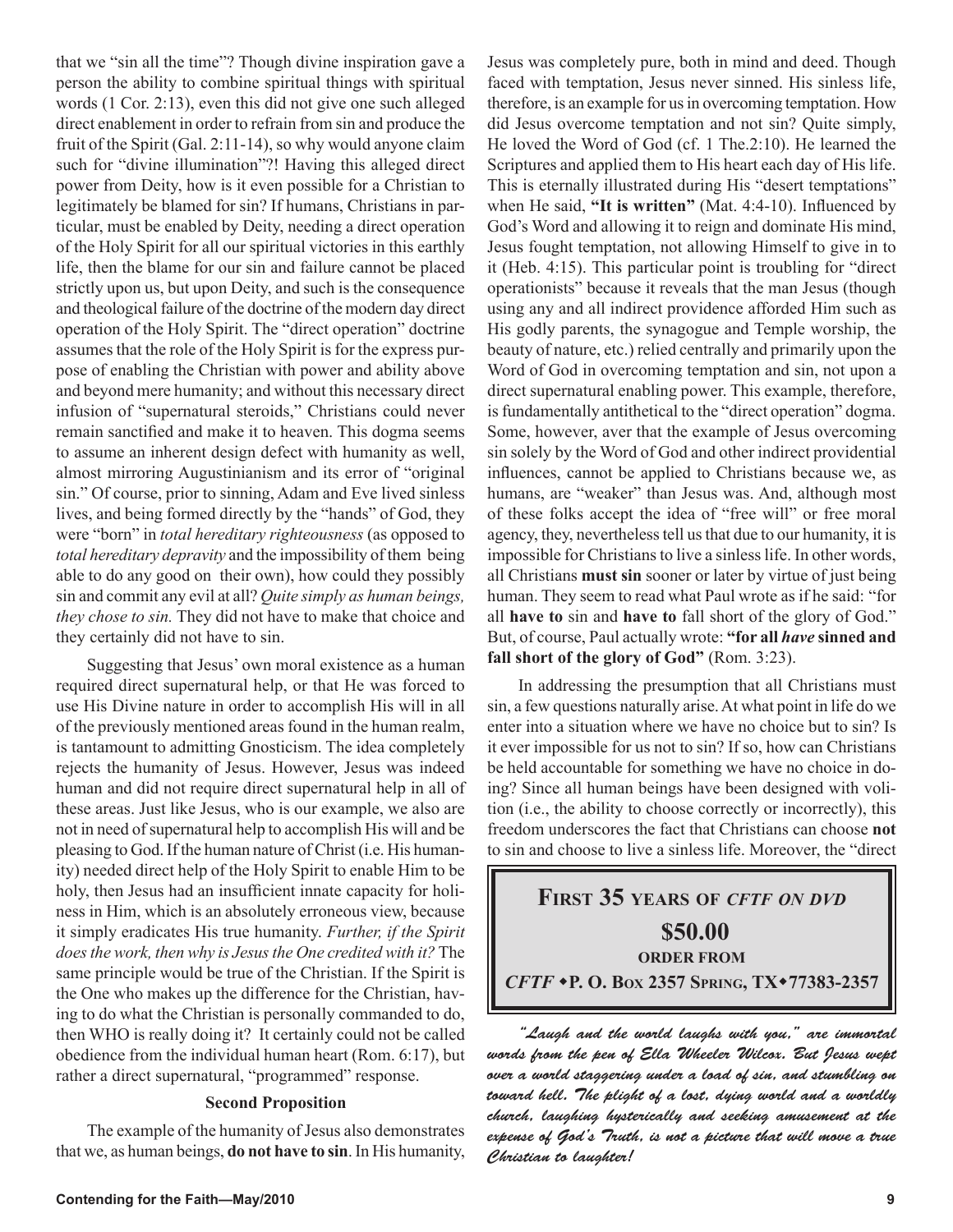that we "sin all the time"? Though divine inspiration gave a person the ability to combine spiritual things with spiritual words (1 Cor. 2:13), even this did not give one such alleged direct enablement in order to refrain from sin and produce the fruit of the Spirit (Gal. 2:11-14), so why would anyone claim such for "divine illumination"?! Having this alleged direct power from Deity, how is it even possible for a Christian to legitimately be blamed for sin? If humans, Christians in particular, must be enabled by Deity, needing a direct operation of the Holy Spirit for all our spiritual victories in this earthly life, then the blame for our sin and failure cannot be placed strictly upon us, but upon Deity, and such is the consequence and theological failure of the doctrine of the modern day direct operation of the Holy Spirit. The "direct operation" doctrine assumes that the role of the Holy Spirit is for the express purpose of enabling the Christian with power and ability above and beyond mere humanity; and without this necessary direct infusion of "supernatural steroids," Christians could never remain sanctified and make it to heaven. This dogma seems to assume an inherent design defect with humanity as well, almost mirroring Augustinianism and its error of "original sin." Of course, prior to sinning, Adam and Eve lived sinless lives, and being formed directly by the "hands" of God, they were "born" in *total hereditary righteousness* (as opposed to *total hereditary depravity* and the impossibility of them being able to do any good on their own), how could they possibly sin and commit any evil at all? *Quite simply as human beings, they chose to sin.* They did not have to make that choice and they certainly did not have to sin.

Suggesting that Jesus' own moral existence as a human required direct supernatural help, or that He was forced to use His Divine nature in order to accomplish His will in all of the previously mentioned areas found in the human realm, is tantamount to admitting Gnosticism. The idea completely rejects the humanity of Jesus. However, Jesus was indeed human and did not require direct supernatural help in all of these areas. Just like Jesus, who is our example, we also are not in need of supernatural help to accomplish His will and be pleasing to God. If the human nature of Christ (i.e. His humanity) needed direct help of the Holy Spirit to enable Him to be holy, then Jesus had an insufficient innate capacity for holiness in Him, which is an absolutely erroneous view, because it simply eradicates His true humanity. *Further, if the Spirit does the work, then why is Jesus the One credited with it?* The same principle would be true of the Christian. If the Spirit is the One who makes up the difference for the Christian, having to do what the Christian is personally commanded to do, then WHO is really doing it? It certainly could not be called obedience from the individual human heart (Rom. 6:17), but rather a direct supernatural, "programmed" response.

### Second Proposition

The example of the humanity of Jesus also demonstrates that we, as human beings, **do not have to sin**. In His humanity, Jesus was completely pure, both in mind and deed. Though faced with temptation, Jesus never sinned. His sinless life, therefore, is an example for us in overcoming temptation. How did Jesus overcome temptation and not sin? Quite simply, He loved the Word of God (cf. 1 The.2:10). He learned the Scriptures and applied them to His heart each day of His life. This is eternally illustrated during His "desert temptations" when He said, **"It is written"** (Mat. 4:4-10). Influenced by God's Word and allowing it to reign and dominate His mind, Jesus fought temptation, not allowing Himself to give in to it (Heb. 4:15). This particular point is troubling for "direct operationists" because it reveals that the man Jesus (though using any and all indirect providence afforded Him such as His godly parents, the synagogue and Temple worship, the beauty of nature, etc.) relied centrally and primarily upon the Word of God in overcoming temptation and sin, not upon a direct supernatural enabling power. This example, therefore, is fundamentally antithetical to the "direct operation" dogma. Some, however, aver that the example of Jesus overcoming sin solely by the Word of God and other indirect providential influences, cannot be applied to Christians because we, as humans, are "weaker" than Jesus was. And, although most of these folks accept the idea of "free will" or free moral agency, they, nevertheless tell us that due to our humanity, it is impossible for Christians to live a sinless life. In other words, all Christians **must sin** sooner or later by virtue of just being human. They seem to read what Paul wrote as if he said: "for all **have to** sin and **have to** fall short of the glory of God." But, of course, Paul actually wrote: **"for all *have* sinned and fall short of the glory of God"** (Rom. 3:23).

In addressing the presumption that all Christians must sin, a few questions naturally arise. At what point in life do we enter into a situation where we have no choice but to sin? Is it ever impossible for us not to sin? If so, how can Christians be held accountable for something we have no choice in doing? Since all human beings have been designed with volition (i.e., the ability to choose correctly or incorrectly), this freedom underscores the fact that Christians can choose **not** to sin and choose to live a sinless life. Moreover, the "direct

**FIRST 35 YEARS OF *CFTF ON DVD***

**$50.00**

**ORDER FROM**

***CFTF* • P. O. BOX 2357 SPRING, TX • 77383-2357**

*"Laugh and the world laughs with you," are immortal words from the pen of Ella Wheeler Wilcox. But Jesus wept over a world staggering under a load of sin, and stumbling on toward hell. The plight of a lost, dying world and a worldly church, laughing hysterically and seeking amusement at the expense of God's Truth, is not a picture that will move a true Christian to laughter!*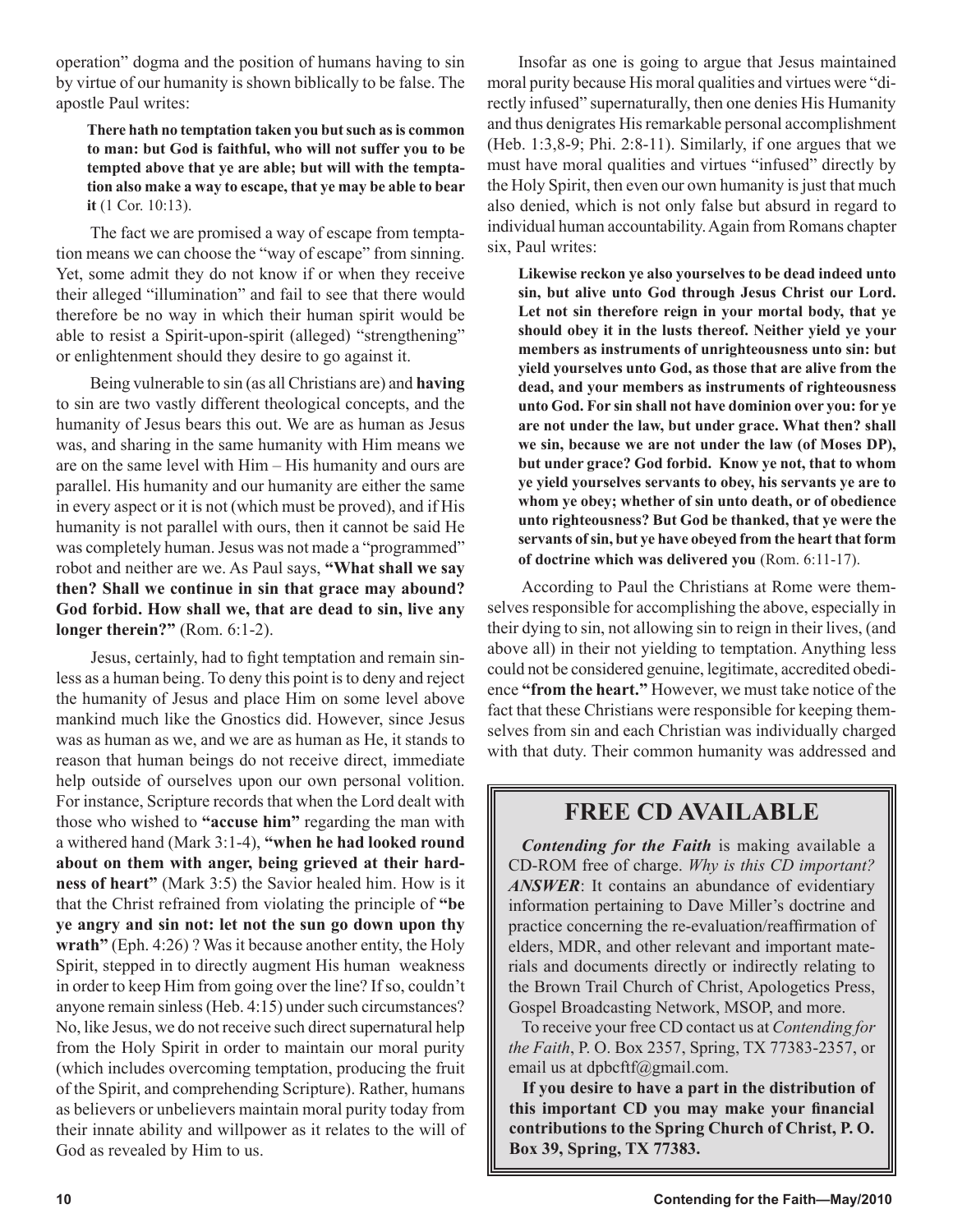operation" dogma and the position of humans having to sin by virtue of our humanity is shown biblically to be false. The apostle Paul writes:

> **There hath no temptation taken you but such as is common to man: but God is faithful, who will not suffer you to be tempted above that ye are able; but will with the temptation also make a way to escape, that ye may be able to bear it** (1 Cor. 10:13).

The fact we are promised a way of escape from temptation means we can choose the "way of escape" from sinning. Yet, some admit they do not know if or when they receive their alleged "illumination" and fail to see that there would therefore be no way in which their human spirit would be able to resist a Spirit-upon-spirit (alleged) "strengthening" or enlightenment should they desire to go against it.

Being vulnerable to sin (as all Christians are) and **having** to sin are two vastly different theological concepts, and the humanity of Jesus bears this out. We are as human as Jesus was, and sharing in the same humanity with Him means we are on the same level with Him – His humanity and ours are parallel. His humanity and our humanity are either the same in every aspect or it is not (which must be proved), and if His humanity is not parallel with ours, then it cannot be said He was completely human. Jesus was not made a "programmed" robot and neither are we. As Paul says, **"What shall we say then? Shall we continue in sin that grace may abound? God forbid. How shall we, that are dead to sin, live any longer therein?"** (Rom. 6:1-2).

Jesus, certainly, had to fight temptation and remain sinless as a human being. To deny this point is to deny and reject the humanity of Jesus and place Him on some level above mankind much like the Gnostics did. However, since Jesus was as human as we, and we are as human as He, it stands to reason that human beings do not receive direct, immediate help outside of ourselves upon our own personal volition. For instance, Scripture records that when the Lord dealt with those who wished to **"accuse him"** regarding the man with a withered hand (Mark 3:1-4), **"when he had looked round about on them with anger, being grieved at their hardness of heart"** (Mark 3:5) the Savior healed him. How is it that the Christ refrained from violating the principle of **"be ye angry and sin not: let not the sun go down upon thy wrath"** (Eph. 4:26) ? Was it because another entity, the Holy Spirit, stepped in to directly augment His human weakness in order to keep Him from going over the line? If so, couldn't anyone remain sinless (Heb. 4:15) under such circumstances? No, like Jesus, we do not receive such direct supernatural help from the Holy Spirit in order to maintain our moral purity (which includes overcoming temptation, producing the fruit of the Spirit, and comprehending Scripture). Rather, humans as believers or unbelievers maintain moral purity today from their innate ability and willpower as it relates to the will of God as revealed by Him to us.

Insofar as one is going to argue that Jesus maintained moral purity because His moral qualities and virtues were "directly infused" supernaturally, then one denies His Humanity and thus denigrates His remarkable personal accomplishment (Heb. 1:3,8-9; Phi. 2:8-11). Similarly, if one argues that we must have moral qualities and virtues "infused" directly by the Holy Spirit, then even our own humanity is just that much also denied, which is not only false but absurd in regard to individual human accountability. Again from Romans chapter six, Paul writes:

> **Likewise reckon ye also yourselves to be dead indeed unto sin, but alive unto God through Jesus Christ our Lord. Let not sin therefore reign in your mortal body, that ye should obey it in the lusts thereof. Neither yield ye your members as instruments of unrighteousness unto sin: but yield yourselves unto God, as those that are alive from the dead, and your members as instruments of righteousness unto God. For sin shall not have dominion over you: for ye are not under the law, but under grace. What then? shall we sin, because we are not under the law (of Moses DP), but under grace? God forbid. Know ye not, that to whom ye yield yourselves servants to obey, his servants ye are to whom ye obey; whether of sin unto death, or of obedience unto righteousness? But God be thanked, that ye were the servants of sin, but ye have obeyed from the heart that form of doctrine which was delivered you** (Rom. 6:11-17).

According to Paul the Christians at Rome were themselves responsible for accomplishing the above, especially in their dying to sin, not allowing sin to reign in their lives, (and above all) in their not yielding to temptation. Anything less could not be considered genuine, legitimate, accredited obedience **"from the heart."** However, we must take notice of the fact that these Christians were responsible for keeping themselves from sin and each Christian was individually charged with that duty. Their common humanity was addressed and

## FREE CD AVAILABLE

***Contending for the Faith*** is making available a CD-ROM free of charge. *Why is this CD important?* ***ANSWER***: It contains an abundance of evidentiary information pertaining to Dave Miller's doctrine and practice concerning the re-evaluation/reaffirmation of elders, MDR, and other relevant and important materials and documents directly or indirectly relating to the Brown Trail Church of Christ, Apologetics Press, Gospel Broadcasting Network, MSOP, and more.

To receive your free CD contact us at *Contending for the Faith*, P. O. Box 2357, Spring, TX 77383-2357, or email us at dpbcftf@gmail.com.

**If you desire to have a part in the distribution of this important CD you may make your financial contributions to the Spring Church of Christ, P. O. Box 39, Spring, TX 77383.**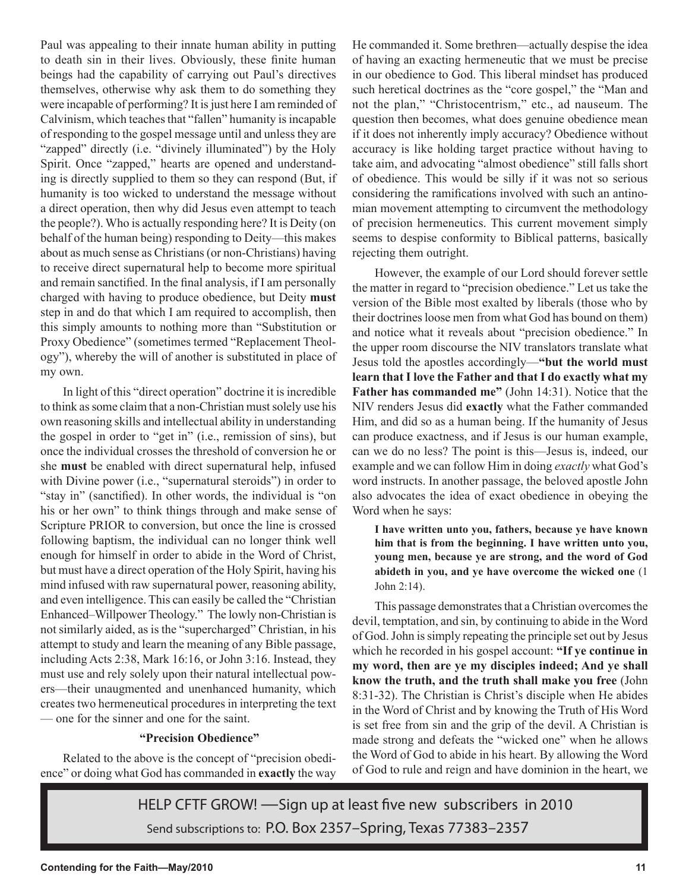Paul was appealing to their innate human ability in putting to death sin in their lives. Obviously, these finite human beings had the capability of carrying out Paul's directives themselves, otherwise why ask them to do something they were incapable of performing? It is just here I am reminded of Calvinism, which teaches that "fallen" humanity is incapable of responding to the gospel message until and unless they are "zapped" directly (i.e. "divinely illuminated") by the Holy Spirit. Once "zapped," hearts are opened and understanding is directly supplied to them so they can respond (But, if humanity is too wicked to understand the message without a direct operation, then why did Jesus even attempt to teach the people?). Who is actually responding here? It is Deity (on behalf of the human being) responding to Deity—this makes about as much sense as Christians (or non-Christians) having to receive direct supernatural help to become more spiritual and remain sanctified. In the final analysis, if I am personally charged with having to produce obedience, but Deity **must** step in and do that which I am required to accomplish, then this simply amounts to nothing more than "Substitution or Proxy Obedience" (sometimes termed "Replacement Theology"), whereby the will of another is substituted in place of my own.

In light of this "direct operation" doctrine it is incredible to think as some claim that a non-Christian must solely use his own reasoning skills and intellectual ability in understanding the gospel in order to "get in" (i.e., remission of sins), but once the individual crosses the threshold of conversion he or she **must** be enabled with direct supernatural help, infused with Divine power (i.e., "supernatural steroids") in order to "stay in" (sanctified). In other words, the individual is "on his or her own" to think things through and make sense of Scripture PRIOR to conversion, but once the line is crossed following baptism, the individual can no longer think well enough for himself in order to abide in the Word of Christ, but must have a direct operation of the Holy Spirit, having his mind infused with raw supernatural power, reasoning ability, and even intelligence. This can easily be called the "Christian Enhanced–Willpower Theology." The lowly non-Christian is not similarly aided, as is the "supercharged" Christian, in his attempt to study and learn the meaning of any Bible passage, including Acts 2:38, Mark 16:16, or John 3:16. Instead, they must use and rely solely upon their natural intellectual powers—their unaugmented and unenhanced humanity, which creates two hermeneutical procedures in interpreting the text — one for the sinner and one for the saint.

### "Precision Obedience"

Related to the above is the concept of "precision obedience" or doing what God has commanded in **exactly** the way He commanded it. Some brethren—actually despise the idea of having an exacting hermeneutic that we must be precise in our obedience to God. This liberal mindset has produced such heretical doctrines as the "core gospel," the "Man and not the plan," "Christocentrism," etc., ad nauseum. The question then becomes, what does genuine obedience mean if it does not inherently imply accuracy? Obedience without accuracy is like holding target practice without having to take aim, and advocating "almost obedience" still falls short of obedience. This would be silly if it was not so serious considering the ramifications involved with such an antinomian movement attempting to circumvent the methodology of precision hermeneutics. This current movement simply seems to despise conformity to Biblical patterns, basically rejecting them outright.

However, the example of our Lord should forever settle the matter in regard to "precision obedience." Let us take the version of the Bible most exalted by liberals (those who by their doctrines loose men from what God has bound on them) and notice what it reveals about "precision obedience." In the upper room discourse the NIV translators translate what Jesus told the apostles accordingly—**"but the world must learn that I love the Father and that I do exactly what my Father has commanded me"** (John 14:31). Notice that the NIV renders Jesus did **exactly** what the Father commanded Him, and did so as a human being. If the humanity of Jesus can produce exactness, and if Jesus is our human example, can we do no less? The point is this—Jesus is, indeed, our example and we can follow Him in doing *exactly* what God's word instructs. In another passage, the beloved apostle John also advocates the idea of exact obedience in obeying the Word when he says:

> **I have written unto you, fathers, because ye have known him that is from the beginning. I have written unto you, young men, because ye are strong, and the word of God abideth in you, and ye have overcome the wicked one** (1 John 2:14).

This passage demonstrates that a Christian overcomes the devil, temptation, and sin, by continuing to abide in the Word of God. John is simply repeating the principle set out by Jesus which he recorded in his gospel account: **"If ye continue in my word, then are ye my disciples indeed; And ye shall know the truth, and the truth shall make you free** (John 8:31-32). The Christian is Christ's disciple when He abides in the Word of Christ and by knowing the Truth of His Word is set free from sin and the grip of the devil. A Christian is made strong and defeats the "wicked one" when he allows the Word of God to abide in his heart. By allowing the Word of God to rule and reign and have dominion in the heart, we

HELP CFTF GROW! —Sign up at least five new subscribers in 2010

Send subscriptions to: P.O. Box 2357–Spring, Texas 77383–2357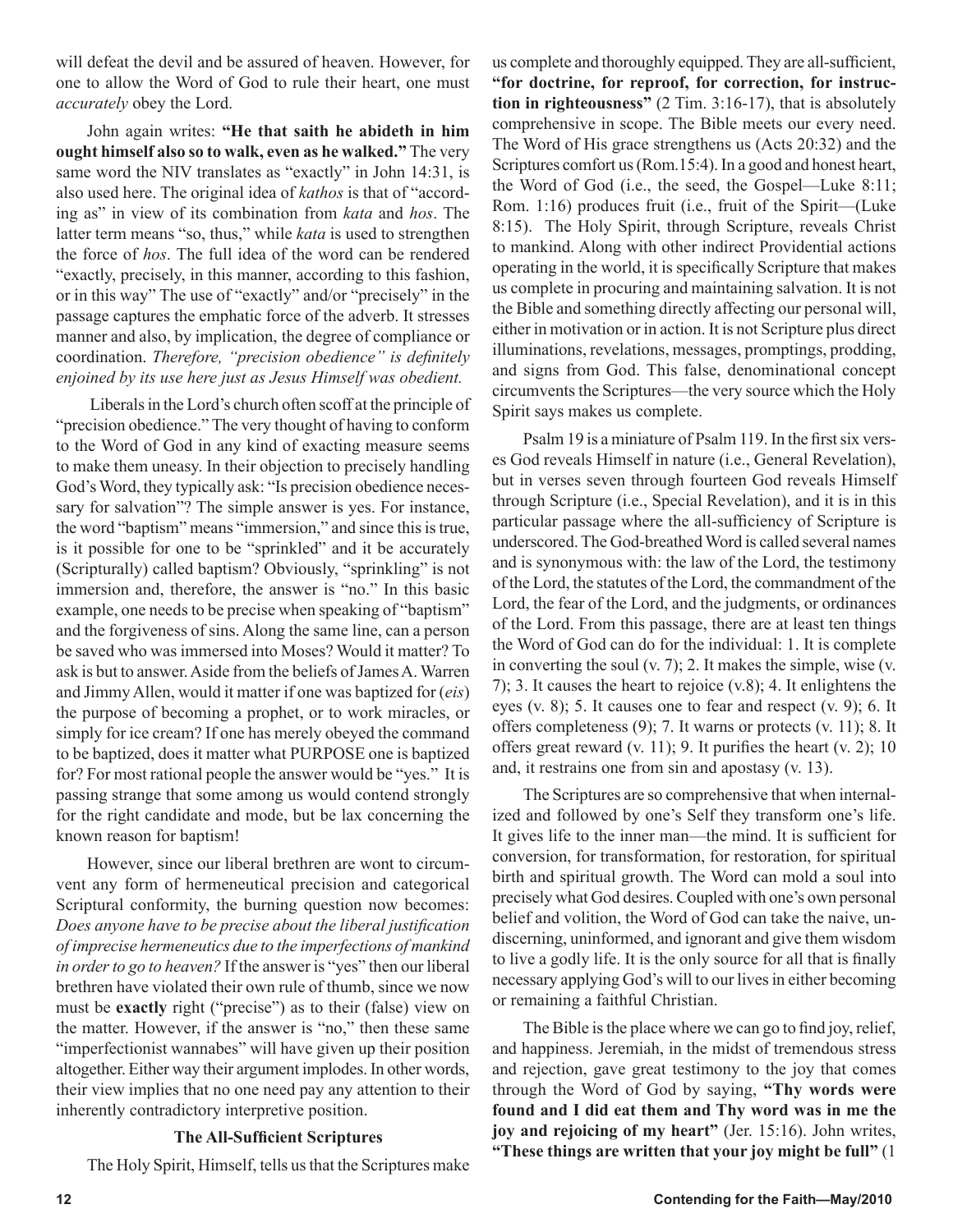will defeat the devil and be assured of heaven. However, for one to allow the Word of God to rule their heart, one must *accurately* obey the Lord.

John again writes: **"He that saith he abideth in him ought himself also so to walk, even as he walked."** The very same word the NIV translates as "exactly" in John 14:31, is also used here. The original idea of *kathos* is that of "according as" in view of its combination from *kata* and *hos*. The latter term means "so, thus," while *kata* is used to strengthen the force of *hos*. The full idea of the word can be rendered "exactly, precisely, in this manner, according to this fashion, or in this way" The use of "exactly" and/or "precisely" in the passage captures the emphatic force of the adverb. It stresses manner and also, by implication, the degree of compliance or coordination. *Therefore, "precision obedience" is definitely enjoined by its use here just as Jesus Himself was obedient.*

Liberals in the Lord's church often scoff at the principle of "precision obedience." The very thought of having to conform to the Word of God in any kind of exacting measure seems to make them uneasy. In their objection to precisely handling God's Word, they typically ask: "Is precision obedience necessary for salvation"? The simple answer is yes. For instance, the word "baptism" means "immersion," and since this is true, is it possible for one to be "sprinkled" and it be accurately (Scripturally) called baptism? Obviously, "sprinkling" is not immersion and, therefore, the answer is "no." In this basic example, one needs to be precise when speaking of "baptism" and the forgiveness of sins. Along the same line, can a person be saved who was immersed into Moses? Would it matter? To ask is but to answer. Aside from the beliefs of James A. Warren and Jimmy Allen, would it matter if one was baptized for (*eis*) the purpose of becoming a prophet, or to work miracles, or simply for ice cream? If one has merely obeyed the command to be baptized, does it matter what PURPOSE one is baptized for? For most rational people the answer would be "yes." It is passing strange that some among us would contend strongly for the right candidate and mode, but be lax concerning the known reason for baptism!

However, since our liberal brethren are wont to circumvent any form of hermeneutical precision and categorical Scriptural conformity, the burning question now becomes: *Does anyone have to be precise about the liberal justification of imprecise hermeneutics due to the imperfections of mankind in order to go to heaven?* If the answer is "yes" then our liberal brethren have violated their own rule of thumb, since we now must be **exactly** right ("precise") as to their (false) view on the matter. However, if the answer is "no," then these same "imperfectionist wannabes" will have given up their position altogether. Either way their argument implodes. In other words, their view implies that no one need pay any attention to their inherently contradictory interpretive position.

### The All-Sufficient Scriptures

The Holy Spirit, Himself, tells us that the Scriptures make us complete and thoroughly equipped. They are all-sufficient, **"for doctrine, for reproof, for correction, for instruction in righteousness"** (2 Tim. 3:16-17), that is absolutely comprehensive in scope. The Bible meets our every need. The Word of His grace strengthens us (Acts 20:32) and the Scriptures comfort us (Rom.15:4). In a good and honest heart, the Word of God (i.e., the seed, the Gospel—Luke 8:11; Rom. 1:16) produces fruit (i.e., fruit of the Spirit—(Luke 8:15). The Holy Spirit, through Scripture, reveals Christ to mankind. Along with other indirect Providential actions operating in the world, it is specifically Scripture that makes us complete in procuring and maintaining salvation. It is not the Bible and something directly affecting our personal will, either in motivation or in action. It is not Scripture plus direct illuminations, revelations, messages, promptings, prodding, and signs from God. This false, denominational concept circumvents the Scriptures—the very source which the Holy Spirit says makes us complete.

Psalm 19 is a miniature of Psalm 119. In the first six verses God reveals Himself in nature (i.e., General Revelation), but in verses seven through fourteen God reveals Himself through Scripture (i.e., Special Revelation), and it is in this particular passage where the all-sufficiency of Scripture is underscored. The God-breathed Word is called several names and is synonymous with: the law of the Lord, the testimony of the Lord, the statutes of the Lord, the commandment of the Lord, the fear of the Lord, and the judgments, or ordinances of the Lord. From this passage, there are at least ten things the Word of God can do for the individual: 1. It is complete in converting the soul (v. 7); 2. It makes the simple, wise (v. 7); 3. It causes the heart to rejoice (v.8); 4. It enlightens the eyes (v. 8); 5. It causes one to fear and respect (v. 9); 6. It offers completeness (9); 7. It warns or protects (v. 11); 8. It offers great reward (v. 11); 9. It purifies the heart (v. 2); 10 and, it restrains one from sin and apostasy (v. 13).

The Scriptures are so comprehensive that when internalized and followed by one's Self they transform one's life. It gives life to the inner man—the mind. It is sufficient for conversion, for transformation, for restoration, for spiritual birth and spiritual growth. The Word can mold a soul into precisely what God desires. Coupled with one's own personal belief and volition, the Word of God can take the naive, undiscerning, uninformed, and ignorant and give them wisdom to live a godly life. It is the only source for all that is finally necessary applying God's will to our lives in either becoming or remaining a faithful Christian.

The Bible is the place where we can go to find joy, relief, and happiness. Jeremiah, in the midst of tremendous stress and rejection, gave great testimony to the joy that comes through the Word of God by saying, **"Thy words were found and I did eat them and Thy word was in me the joy and rejoicing of my heart"** (Jer. 15:16). John writes, **"These things are written that your joy might be full"** (1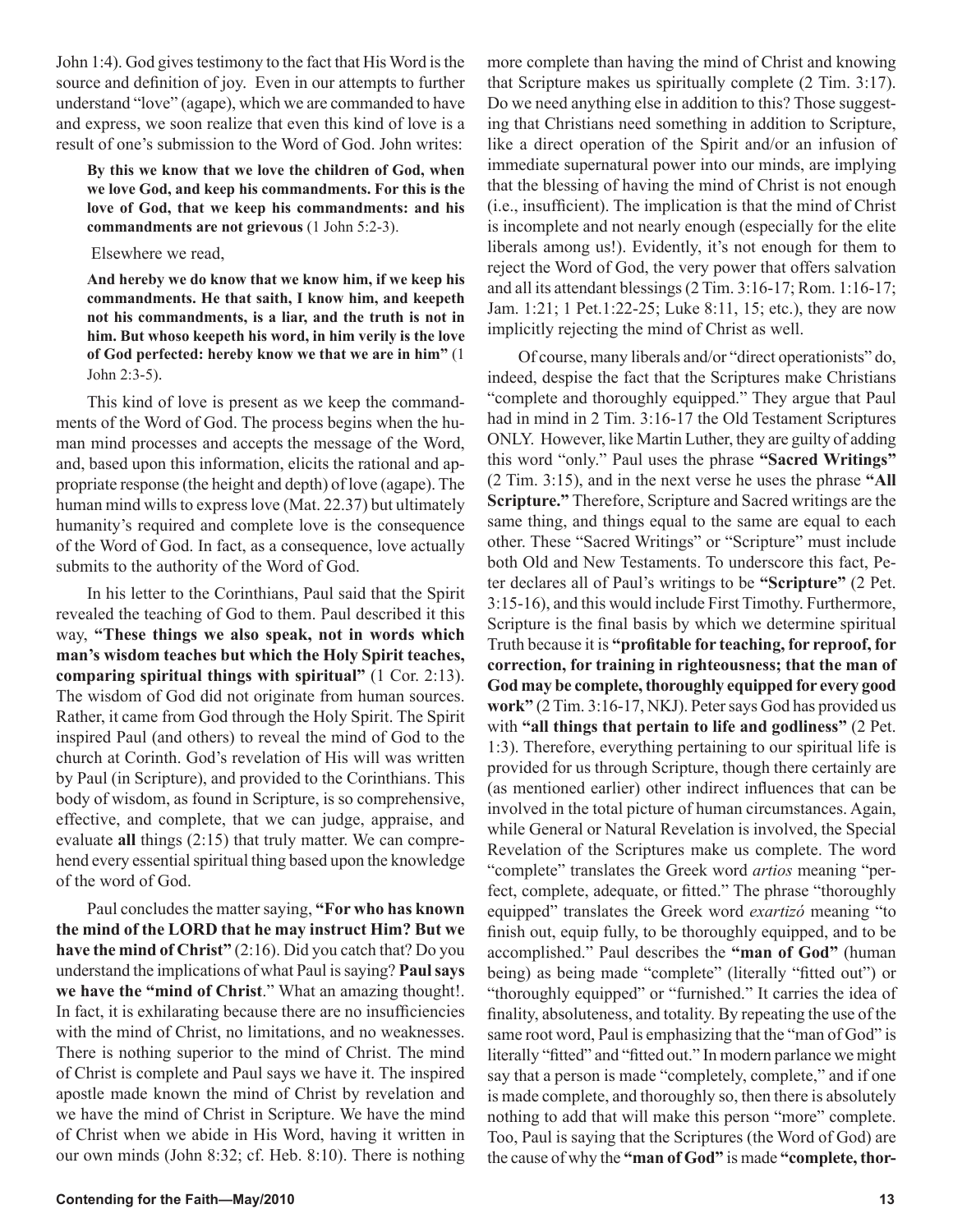John 1:4). God gives testimony to the fact that His Word is the source and definition of joy. Even in our attempts to further understand "love" (agape), which we are commanded to have and express, we soon realize that even this kind of love is a result of one's submission to the Word of God. John writes:

> **By this we know that we love the children of God, when we love God, and keep his commandments. For this is the love of God, that we keep his commandments: and his commandments are not grievous** (1 John 5:2-3).

Elsewhere we read,

> **And hereby we do know that we know him, if we keep his commandments. He that saith, I know him, and keepeth not his commandments, is a liar, and the truth is not in him. But whoso keepeth his word, in him verily is the love of God perfected: hereby know we that we are in him"** (1 John 2:3-5).

This kind of love is present as we keep the commandments of the Word of God. The process begins when the human mind processes and accepts the message of the Word, and, based upon this information, elicits the rational and appropriate response (the height and depth) of love (agape). The human mind wills to express love (Mat. 22.37) but ultimately humanity's required and complete love is the consequence of the Word of God. In fact, as a consequence, love actually submits to the authority of the Word of God.

In his letter to the Corinthians, Paul said that the Spirit revealed the teaching of God to them. Paul described it this way, **"These things we also speak, not in words which man's wisdom teaches but which the Holy Spirit teaches, comparing spiritual things with spiritual"** (1 Cor. 2:13). The wisdom of God did not originate from human sources. Rather, it came from God through the Holy Spirit. The Spirit inspired Paul (and others) to reveal the mind of God to the church at Corinth. God's revelation of His will was written by Paul (in Scripture), and provided to the Corinthians. This body of wisdom, as found in Scripture, is so comprehensive, effective, and complete, that we can judge, appraise, and evaluate **all** things (2:15) that truly matter. We can comprehend every essential spiritual thing based upon the knowledge of the word of God.

Paul concludes the matter saying, **"For who has known the mind of the LORD that he may instruct Him? But we have the mind of Christ"** (2:16). Did you catch that? Do you understand the implications of what Paul is saying? **Paul says we have the "mind of Christ**." What an amazing thought!. In fact, it is exhilarating because there are no insufficiencies with the mind of Christ, no limitations, and no weaknesses. There is nothing superior to the mind of Christ. The mind of Christ is complete and Paul says we have it. The inspired apostle made known the mind of Christ by revelation and we have the mind of Christ in Scripture. We have the mind of Christ when we abide in His Word, having it written in our own minds (John 8:32; cf. Heb. 8:10). There is nothing more complete than having the mind of Christ and knowing that Scripture makes us spiritually complete (2 Tim. 3:17). Do we need anything else in addition to this? Those suggesting that Christians need something in addition to Scripture, like a direct operation of the Spirit and/or an infusion of immediate supernatural power into our minds, are implying that the blessing of having the mind of Christ is not enough (i.e., insufficient). The implication is that the mind of Christ is incomplete and not nearly enough (especially for the elite liberals among us!). Evidently, it's not enough for them to reject the Word of God, the very power that offers salvation and all its attendant blessings (2 Tim. 3:16-17; Rom. 1:16-17; Jam. 1:21; 1 Pet.1:22-25; Luke 8:11, 15; etc.), they are now implicitly rejecting the mind of Christ as well.

Of course, many liberals and/or "direct operationists" do, indeed, despise the fact that the Scriptures make Christians "complete and thoroughly equipped." They argue that Paul had in mind in 2 Tim. 3:16-17 the Old Testament Scriptures ONLY. However, like Martin Luther, they are guilty of adding this word "only." Paul uses the phrase **"Sacred Writings"** (2 Tim. 3:15), and in the next verse he uses the phrase **"All Scripture."** Therefore, Scripture and Sacred writings are the same thing, and things equal to the same are equal to each other. These "Sacred Writings" or "Scripture" must include both Old and New Testaments. To underscore this fact, Peter declares all of Paul's writings to be **"Scripture"** (2 Pet. 3:15-16), and this would include First Timothy. Furthermore, Scripture is the final basis by which we determine spiritual Truth because it is **"profitable for teaching, for reproof, for correction, for training in righteousness; that the man of God may be complete, thoroughly equipped for every good work"** (2 Tim. 3:16-17, NKJ). Peter says God has provided us with **"all things that pertain to life and godliness"** (2 Pet. 1:3). Therefore, everything pertaining to our spiritual life is provided for us through Scripture, though there certainly are (as mentioned earlier) other indirect influences that can be involved in the total picture of human circumstances. Again, while General or Natural Revelation is involved, the Special Revelation of the Scriptures make us complete. The word "complete" translates the Greek word *artios* meaning "perfect, complete, adequate, or fitted." The phrase "thoroughly equipped" translates the Greek word *exartizó* meaning "to finish out, equip fully, to be thoroughly equipped, and to be accomplished." Paul describes the **"man of God"** (human being) as being made "complete" (literally "fitted out") or "thoroughly equipped" or "furnished." It carries the idea of finality, absoluteness, and totality. By repeating the use of the same root word, Paul is emphasizing that the "man of God" is literally "fitted" and "fitted out." In modern parlance we might say that a person is made "completely, complete," and if one is made complete, and thoroughly so, then there is absolutely nothing to add that will make this person "more" complete. Too, Paul is saying that the Scriptures (the Word of God) are the cause of why the **"man of God"** is made **"complete, thor-**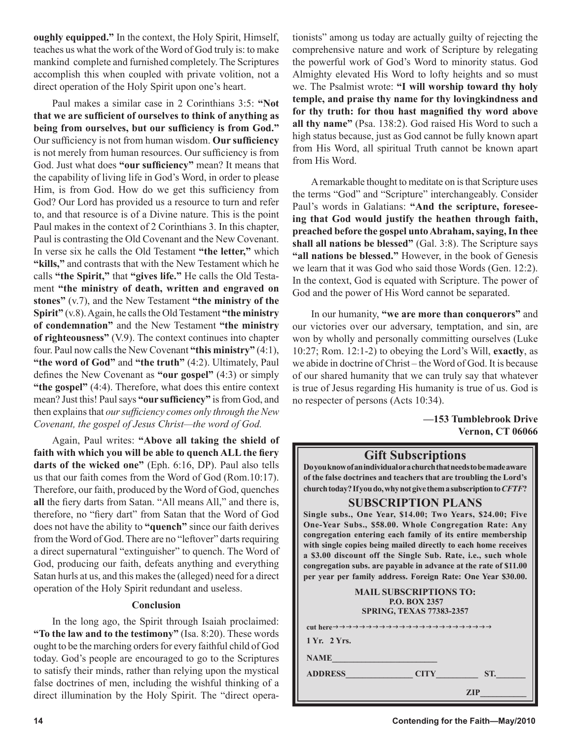**oughly equipped."** In the context, the Holy Spirit, Himself, teaches us what the work of the Word of God truly is: to make mankind complete and furnished completely. The Scriptures accomplish this when coupled with private volition, not a direct operation of the Holy Spirit upon one's heart.

Paul makes a similar case in 2 Corinthians 3:5: **"Not that we are sufficient of ourselves to think of anything as being from ourselves, but our sufficiency is from God."** Our sufficiency is not from human wisdom. **Our sufficiency** is not merely from human resources. Our sufficiency is from God. Just what does **"our sufficiency"** mean? It means that the capability of living life in God's Word, in order to please Him, is from God. How do we get this sufficiency from God? Our Lord has provided us a resource to turn and refer to, and that resource is of a Divine nature. This is the point Paul makes in the context of 2 Corinthians 3. In this chapter, Paul is contrasting the Old Covenant and the New Covenant. In verse six he calls the Old Testament **"the letter,"** which **"kills,"** and contrasts that with the New Testament which he calls **"the Spirit,"** that **"gives life."** He calls the Old Testament **"the ministry of death, written and engraved on stones"** (v.7), and the New Testament **"the ministry of the Spirit"** (v.8). Again, he calls the Old Testament **"the ministry of condemnation"** and the New Testament **"the ministry of righteousness"** (V.9). The context continues into chapter four. Paul now calls the New Covenant **"this ministry"** (4:1), **"the word of God"** and **"the truth"** (4:2). Ultimately, Paul defines the New Covenant as **"our gospel"** (4:3) or simply **"the gospel"** (4:4). Therefore, what does this entire context mean? Just this! Paul says **"our sufficiency"** is from God, and then explains that *our sufficiency comes only through the New Covenant, the gospel of Jesus Christ—the word of God.*

Again, Paul writes: **"Above all taking the shield of faith with which you will be able to quench ALL the fiery darts of the wicked one"** (Eph. 6:16, DP). Paul also tells us that our faith comes from the Word of God (Rom.10:17). Therefore, our faith, produced by the Word of God, quenches **all** the fiery darts from Satan. "All means All," and there is, therefore, no "fiery dart" from Satan that the Word of God does not have the ability to **"quench"** since our faith derives from the Word of God. There are no "leftover" darts requiring a direct supernatural "extinguisher" to quench. The Word of God, producing our faith, defeats anything and everything Satan hurls at us, and this makes the (alleged) need for a direct operation of the Holy Spirit redundant and useless.

### Conclusion

In the long ago, the Spirit through Isaiah proclaimed: **"To the law and to the testimony"** (Isa. 8:20). These words ought to be the marching orders for every faithful child of God today. God's people are encouraged to go to the Scriptures to satisfy their minds, rather than relying upon the mystical false doctrines of men, including the wishful thinking of a direct illumination by the Holy Spirit. The "direct operationists" among us today are actually guilty of rejecting the comprehensive nature and work of Scripture by relegating the powerful work of God's Word to minority status. God Almighty elevated His Word to lofty heights and so must we. The Psalmist wrote: **"I will worship toward thy holy temple, and praise thy name for thy lovingkindness and for thy truth: for thou hast magnified thy word above all thy name"** (Psa. 138:2). God raised His Word to such a high status because, just as God cannot be fully known apart from His Word, all spiritual Truth cannot be known apart from His Word.

A remarkable thought to meditate on is that Scripture uses the terms "God" and "Scripture" interchangeably. Consider Paul's words in Galatians: **"And the scripture, foreseeing that God would justify the heathen through faith, preached before the gospel unto Abraham, saying, In thee shall all nations be blessed"** (Gal. 3:8). The Scripture says **"all nations be blessed."** However, in the book of Genesis we learn that it was God who said those Words (Gen. 12:2). In the context, God is equated with Scripture. The power of God and the power of His Word cannot be separated.

In our humanity, **"we are more than conquerors"** and our victories over our adversary, temptation, and sin, are won by wholly and personally committing ourselves (Luke 10:27; Rom. 12:1-2) to obeying the Lord's Will, **exactly**, as we abide in doctrine of Christ – the Word of God. It is because of our shared humanity that we can truly say that whatever is true of Jesus regarding His humanity is true of us. God is no respecter of persons (Acts 10:34).

**—153 Tumblebrook Drive**
**Vernon, CT 06066**

## Gift Subscriptions

**Do you know of an individual or a church that needs to be made aware of the false doctrines and teachers that are troubling the Lord's church today? If you do, why not give them a subscription to *CFTF*?**

### SUBSCRIPTION PLANS

**Single subs., One Year, $14.00; Two Years, $24.00; Five One-Year Subs., $58.00. Whole Congregation Rate: Any congregation entering each family of its entire membership with single copies being mailed directly to each home receives a $3.00 discount off the Single Sub. Rate, i.e., such whole congregation subs. are payable in advance at the rate of $11.00 per year per family address. Foreign Rate: One Year $30.00.**

**MAIL SUBSCRIPTIONS TO:**
**P.O. BOX 2357**
**SPRING, TEXAS 77383-2357**

cut here→→→→→→→→→→→→→→→→→→→→→→→

1 Yr. 2 Yrs.

NAME________________________

ADDRESS_______________ CITY_________ ST.______

ZIP__________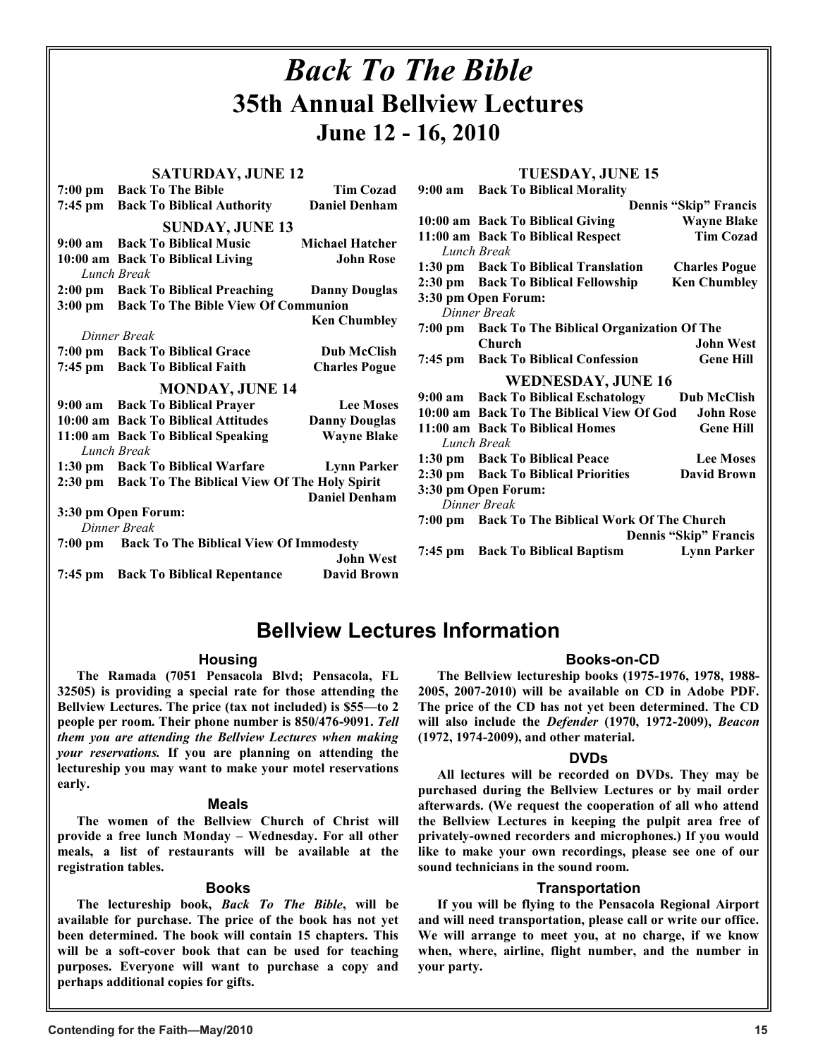# *Back To The Bible*

## 35th Annual Bellview Lectures

## June 12 - 16, 2010

### SATURDAY, JUNE 12

**7:00 pm** **Back To The Bible** — **Tim Cozad**
**7:45 pm** **Back To Biblical Authority** — **Daniel Denham**

### SUNDAY, JUNE 13

**9:00 am** **Back To Biblical Music** — **Michael Hatcher**
**10:00 am** **Back To Biblical Living** — **John Rose**
*Lunch Break*
**2:00 pm** **Back To Biblical Preaching** — **Danny Douglas**
**3:00 pm** **Back To The Bible View Of Communion** — **Ken Chumbley**
*Dinner Break*
**7:00 pm** **Back To Biblical Grace** — **Dub McClish**
**7:45 pm** **Back To Biblical Faith** — **Charles Pogue**

### MONDAY, JUNE 14

**9:00 am** **Back To Biblical Prayer** — **Lee Moses**
**10:00 am** **Back To Biblical Attitudes** — **Danny Douglas**
**11:00 am** **Back To Biblical Speaking** — **Wayne Blake**
*Lunch Break*
**1:30 pm** **Back To Biblical Warfare** — **Lynn Parker**
**2:30 pm** **Back To The Biblical View Of The Holy Spirit** — **Daniel Denham**
**3:30 pm Open Forum:**
*Dinner Break*
**7:00 pm** **Back To The Biblical View Of Immodesty** — **John West**
**7:45 pm** **Back To Biblical Repentance** — **David Brown**

### TUESDAY, JUNE 15

**9:00 am** **Back To Biblical Morality** — **Dennis "Skip" Francis**
**10:00 am** **Back To Biblical Giving** — **Wayne Blake**
**11:00 am** **Back To Biblical Respect** — **Tim Cozad**
*Lunch Break*
**1:30 pm** **Back To Biblical Translation** — **Charles Pogue**
**2:30 pm** **Back To Biblical Fellowship** — **Ken Chumbley**
**3:30 pm Open Forum:**
*Dinner Break*
**7:00 pm** **Back To The Biblical Organization Of The Church** — **John West**
**7:45 pm** **Back To Biblical Confession** — **Gene Hill**

### WEDNESDAY, JUNE 16

**9:00 am** **Back To Biblical Eschatology** — **Dub McClish**
**10:00 am** **Back To The Biblical View Of God** — **John Rose**
**11:00 am** **Back To Biblical Homes** — **Gene Hill**
*Lunch Break*
**1:30 pm** **Back To Biblical Peace** — **Lee Moses**
**2:30 pm** **Back To Biblical Priorities** — **David Brown**
**3:30 pm Open Forum:**
*Dinner Break*
**7:00 pm** **Back To The Biblical Work Of The Church** — **Dennis "Skip" Francis**
**7:45 pm** **Back To Biblical Baptism** — **Lynn Parker**

## Bellview Lectures Information

### Housing

**The Ramada (7051 Pensacola Blvd; Pensacola, FL 32505) is providing a special rate for those attending the Bellview Lectures. The price (tax not included) is $55—to 2 people per room. Their phone number is 850/476-9091. *Tell them you are attending the Bellview Lectures when making your reservations.* If you are planning on attending the lectureship you may want to make your motel reservations early.**

### Meals

**The women of the Bellview Church of Christ will provide a free lunch Monday – Wednesday. For all other meals, a list of restaurants will be available at the registration tables.**

### Books

**The lectureship book, *Back To The Bible*, will be available for purchase. The price of the book has not yet been determined. The book will contain 15 chapters. This will be a soft-cover book that can be used for teaching purposes. Everyone will want to purchase a copy and perhaps additional copies for gifts.**

### Books-on-CD

**The Bellview lectureship books (1975-1976, 1978, 1988-2005, 2007-2010) will be available on CD in Adobe PDF. The price of the CD has not yet been determined. The CD will also include the *Defender* (1970, 1972-2009), *Beacon* (1972, 1974-2009), and other material.**

### DVDs

**All lectures will be recorded on DVDs. They may be purchased during the Bellview Lectures or by mail order afterwards. (We request the cooperation of all who attend the Bellview Lectures in keeping the pulpit area free of privately-owned recorders and microphones.) If you would like to make your own recordings, please see one of our sound technicians in the sound room.**

### Transportation

**If you will be flying to the Pensacola Regional Airport and will need transportation, please call or write our office. We will arrange to meet you, at no charge, if we know when, where, airline, flight number, and the number in your party.**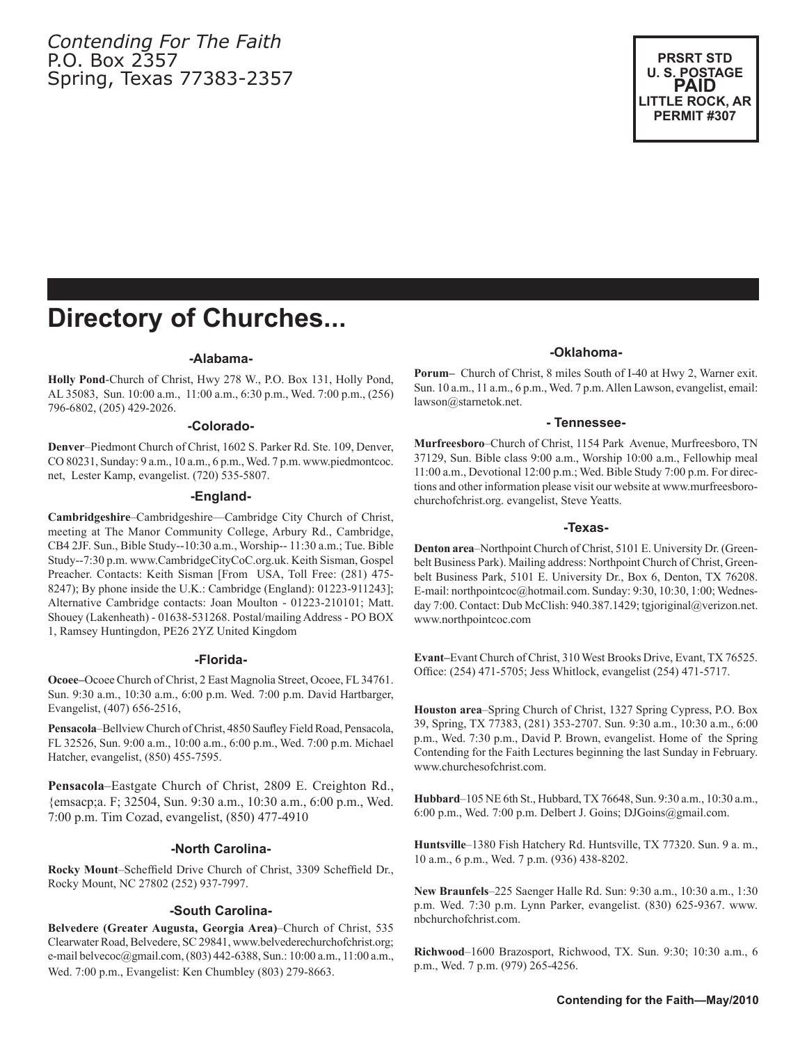*Contending For The Faith*
P.O. Box 2357
Spring, Texas 77383-2357

PRSRT STD
U. S. POSTAGE
**PAID**
LITTLE ROCK, AR
PERMIT #307

# Directory of Churches...

### -Alabama-

**Holly Pond**-Church of Christ, Hwy 278 W., P.O. Box 131, Holly Pond, AL 35083, Sun. 10:00 a.m., 11:00 a.m., 6:30 p.m., Wed. 7:00 p.m., (256) 796-6802, (205) 429-2026.

### -Colorado-

**Denver**–Piedmont Church of Christ, 1602 S. Parker Rd. Ste. 109, Denver, CO 80231, Sunday: 9 a.m., 10 a.m., 6 p.m., Wed. 7 p.m. www.piedmontcoc.net, Lester Kamp, evangelist. (720) 535-5807.

### -England-

**Cambridgeshire**–Cambridgeshire—Cambridge City Church of Christ, meeting at The Manor Community College, Arbury Rd., Cambridge, CB4 2JF. Sun., Bible Study--10:30 a.m., Worship-- 11:30 a.m.; Tue. Bible Study--7:30 p.m. www.CambridgeCityCoC.org.uk. Keith Sisman, Gospel Preacher. Contacts: Keith Sisman [From USA, Toll Free: (281) 475-8247); By phone inside the U.K.: Cambridge (England): 01223-911243]; Alternative Cambridge contacts: Joan Moulton - 01223-210101; Matt. Shouey (Lakenheath) - 01638-531268. Postal/mailing Address - PO BOX 1, Ramsey Huntingdon, PE26 2YZ United Kingdom

### -Florida-

**Ocoee**–Ocoee Church of Christ, 2 East Magnolia Street, Ocoee, FL 34761. Sun. 9:30 a.m., 10:30 a.m., 6:00 p.m. Wed. 7:00 p.m. David Hartbarger, Evangelist, (407) 656-2516,

**Pensacola**–Bellview Church of Christ, 4850 Saufley Field Road, Pensacola, FL 32526, Sun. 9:00 a.m., 10:00 a.m., 6:00 p.m., Wed. 7:00 p.m. Michael Hatcher, evangelist, (850) 455-7595.

**Pensacola**–Eastgate Church of Christ, 2809 E. Creighton Rd., {emsacp;a. F; 32504, Sun. 9:30 a.m., 10:30 a.m., 6:00 p.m., Wed. 7:00 p.m. Tim Cozad, evangelist, (850) 477-4910

### -North Carolina-

**Rocky Mount**–Scheffield Drive Church of Christ, 3309 Scheffield Dr., Rocky Mount, NC 27802 (252) 937-7997.

### -South Carolina-

**Belvedere (Greater Augusta, Georgia Area)**–Church of Christ, 535 Clearwater Road, Belvedere, SC 29841, www.belvederechurchofchrist.org; e-mail belvecoc@gmail.com, (803) 442-6388, Sun.: 10:00 a.m., 11:00 a.m., Wed. 7:00 p.m., Evangelist: Ken Chumbley (803) 279-8663.

### -Oklahoma-

**Porum–** Church of Christ, 8 miles South of I-40 at Hwy 2, Warner exit. Sun. 10 a.m., 11 a.m., 6 p.m., Wed. 7 p.m. Allen Lawson, evangelist, email: lawson@starnetok.net.

### - Tennessee-

**Murfreesboro**–Church of Christ, 1154 Park Avenue, Murfreesboro, TN 37129, Sun. Bible class 9:00 a.m., Worship 10:00 a.m., Fellowhip meal 11:00 a.m., Devotional 12:00 p.m.; Wed. Bible Study 7:00 p.m. For directions and other information please visit our website at www.murfreesborochurchofchrist.org. evangelist, Steve Yeatts.

### -Texas-

**Denton area**–Northpoint Church of Christ, 5101 E. University Dr. (Greenbelt Business Park). Mailing address: Northpoint Church of Christ, Greenbelt Business Park, 5101 E. University Dr., Box 6, Denton, TX 76208. E-mail: northpointcoc@hotmail.com. Sunday: 9:30, 10:30, 1:00; Wednesday 7:00. Contact: Dub McClish: 940.387.1429; tgjoriginal@verizon.net. www.northpointcoc.com

**Evant–**Evant Church of Christ, 310 West Brooks Drive, Evant, TX 76525. Office: (254) 471-5705; Jess Whitlock, evangelist (254) 471-5717.

**Houston area**–Spring Church of Christ, 1327 Spring Cypress, P.O. Box 39, Spring, TX 77383, (281) 353-2707. Sun. 9:30 a.m., 10:30 a.m., 6:00 p.m., Wed. 7:30 p.m., David P. Brown, evangelist. Home of the Spring Contending for the Faith Lectures beginning the last Sunday in February. www.churchesofchrist.com.

**Hubbard**–105 NE 6th St., Hubbard, TX 76648, Sun. 9:30 a.m., 10:30 a.m., 6:00 p.m., Wed. 7:00 p.m. Delbert J. Goins; DJGoins@gmail.com.

**Huntsville**–1380 Fish Hatchery Rd. Huntsville, TX 77320. Sun. 9 a. m., 10 a.m., 6 p.m., Wed. 7 p.m. (936) 438-8202.

**New Braunfels**–225 Saenger Halle Rd. Sun: 9:30 a.m., 10:30 a.m., 1:30 p.m. Wed. 7:30 p.m. Lynn Parker, evangelist. (830) 625-9367. www.nbchurchofchrist.com.

**Richwood**–1600 Brazosport, Richwood, TX. Sun. 9:30; 10:30 a.m., 6 p.m., Wed. 7 p.m. (979) 265-4256.